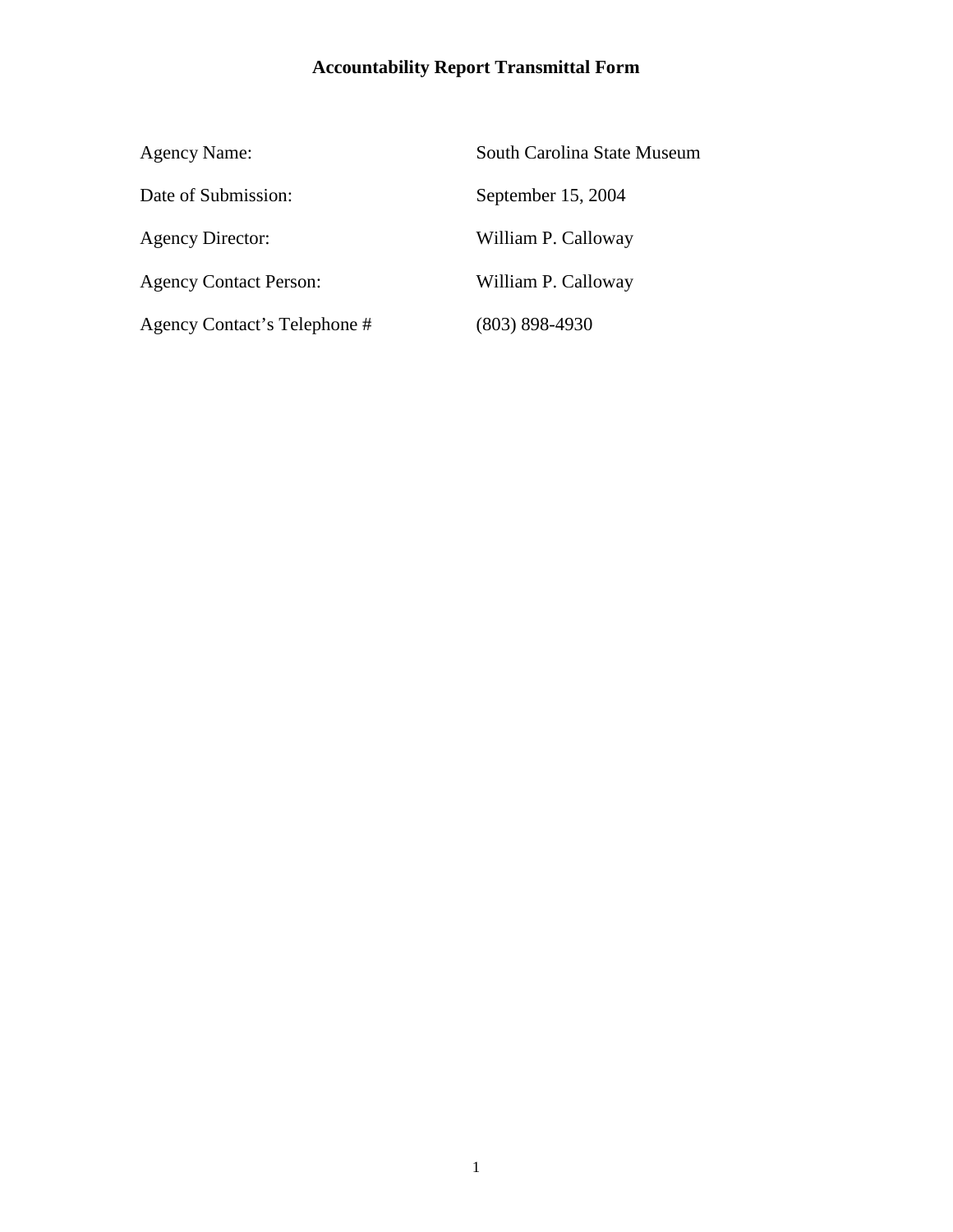# Accountability Report Transmittal Form

| | |
|---|---|
| Agency Name: | South Carolina State Museum |
| Date of Submission: | September 15, 2004 |
| Agency Director: | William P. Calloway |
| Agency Contact Person: | William P. Calloway |
| Agency Contact's Telephone # | (803) 898-4930 |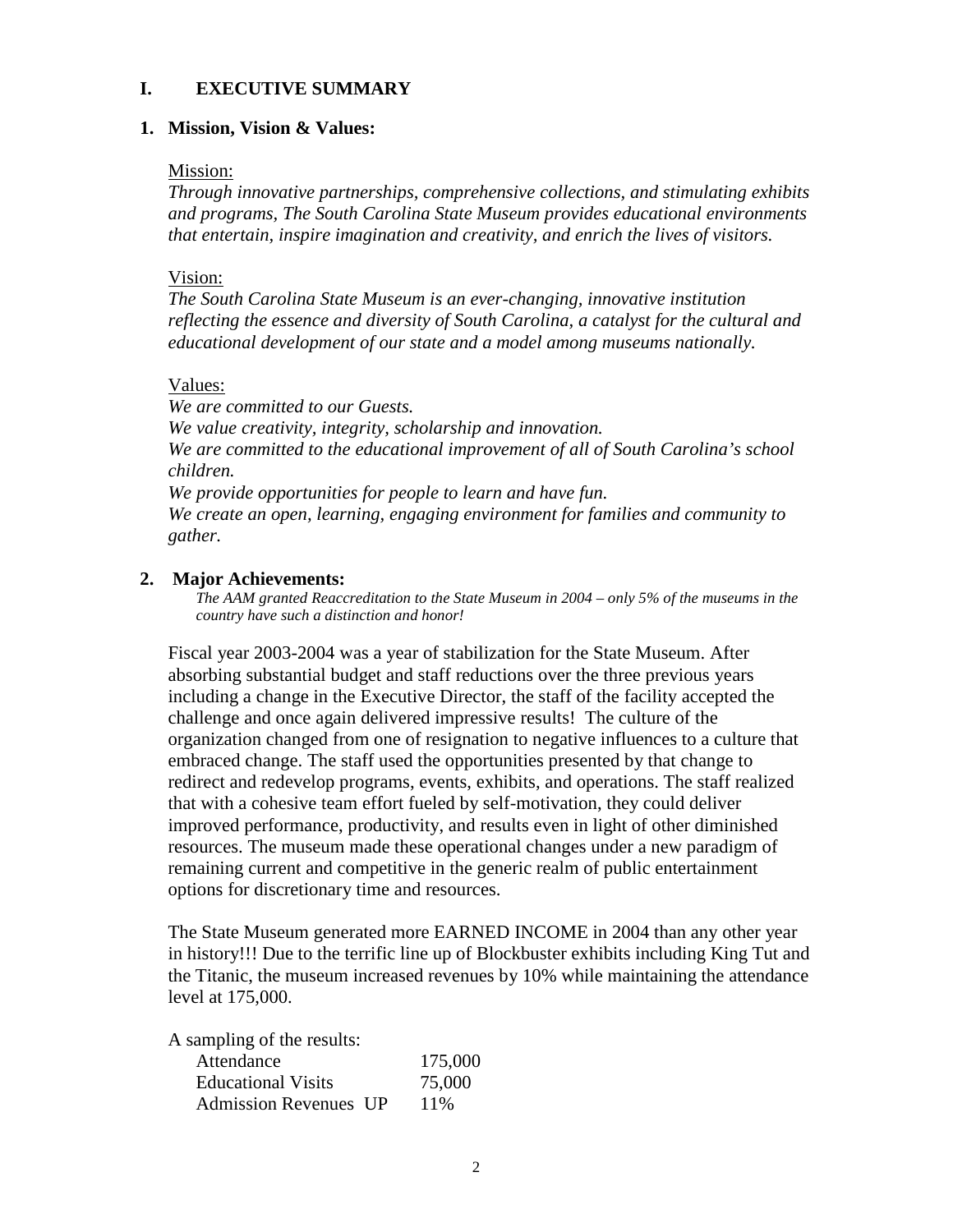# I. EXECUTIVE SUMMARY

## 1. Mission, Vision & Values:

Mission:

*Through innovative partnerships, comprehensive collections, and stimulating exhibits and programs, The South Carolina State Museum provides educational environments that entertain, inspire imagination and creativity, and enrich the lives of visitors.*

Vision:

*The South Carolina State Museum is an ever-changing, innovative institution reflecting the essence and diversity of South Carolina, a catalyst for the cultural and educational development of our state and a model among museums nationally.*

Values:

*We are committed to our Guests.*
*We value creativity, integrity, scholarship and innovation.*
*We are committed to the educational improvement of all of South Carolina's school children.*
*We provide opportunities for people to learn and have fun.*
*We create an open, learning, engaging environment for families and community to gather.*

## 2. Major Achievements:

*The AAM granted Reaccreditation to the State Museum in 2004 – only 5% of the museums in the country have such a distinction and honor!*

Fiscal year 2003-2004 was a year of stabilization for the State Museum. After absorbing substantial budget and staff reductions over the three previous years including a change in the Executive Director, the staff of the facility accepted the challenge and once again delivered impressive results! The culture of the organization changed from one of resignation to negative influences to a culture that embraced change. The staff used the opportunities presented by that change to redirect and redevelop programs, events, exhibits, and operations. The staff realized that with a cohesive team effort fueled by self-motivation, they could deliver improved performance, productivity, and results even in light of other diminished resources. The museum made these operational changes under a new paradigm of remaining current and competitive in the generic realm of public entertainment options for discretionary time and resources.

The State Museum generated more EARNED INCOME in 2004 than any other year in history!!! Due to the terrific line up of Blockbuster exhibits including King Tut and the Titanic, the museum increased revenues by 10% while maintaining the attendance level at 175,000.

A sampling of the results:

| | |
|---|---|
| Attendance | 175,000 |
| Educational Visits | 75,000 |
| Admission Revenues UP | 11% |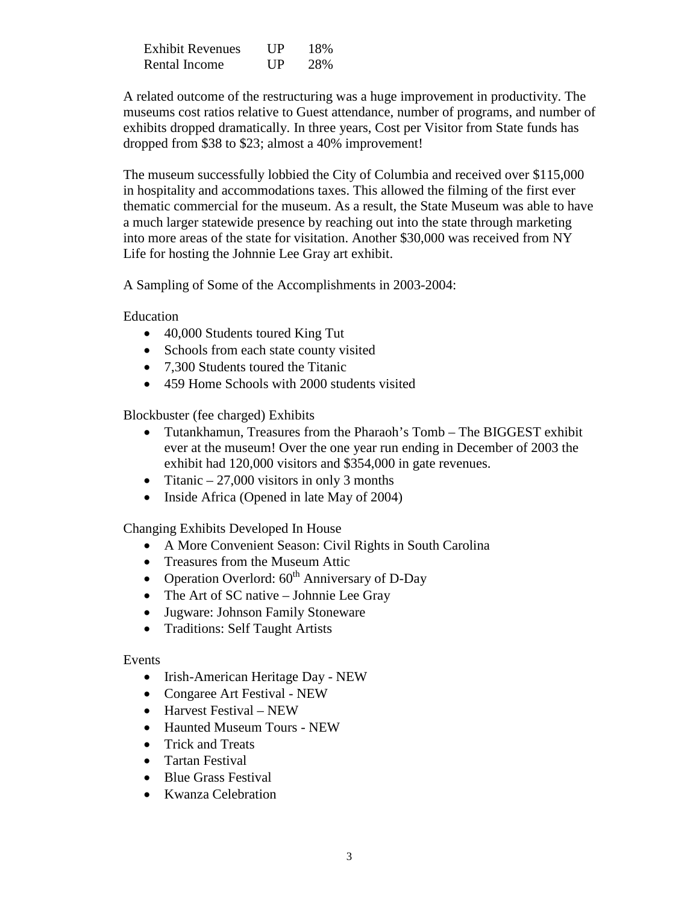| | | |
|---|---|---|
| Exhibit Revenues | UP | 18% |
| Rental Income | UP | 28% |

A related outcome of the restructuring was a huge improvement in productivity. The museums cost ratios relative to Guest attendance, number of programs, and number of exhibits dropped dramatically. In three years, Cost per Visitor from State funds has dropped from $38 to $23; almost a 40% improvement!

The museum successfully lobbied the City of Columbia and received over $115,000 in hospitality and accommodations taxes. This allowed the filming of the first ever thematic commercial for the museum. As a result, the State Museum was able to have a much larger statewide presence by reaching out into the state through marketing into more areas of the state for visitation. Another $30,000 was received from NY Life for hosting the Johnnie Lee Gray art exhibit.

A Sampling of Some of the Accomplishments in 2003-2004:

Education

- 40,000 Students toured King Tut
- Schools from each state county visited
- 7,300 Students toured the Titanic
- 459 Home Schools with 2000 students visited

Blockbuster (fee charged) Exhibits

- Tutankhamun, Treasures from the Pharaoh's Tomb – The BIGGEST exhibit ever at the museum! Over the one year run ending in December of 2003 the exhibit had 120,000 visitors and $354,000 in gate revenues.
- Titanic – 27,000 visitors in only 3 months
- Inside Africa (Opened in late May of 2004)

Changing Exhibits Developed In House

- A More Convenient Season: Civil Rights in South Carolina
- Treasures from the Museum Attic
- Operation Overlord: 60th Anniversary of D-Day
- The Art of SC native – Johnnie Lee Gray
- Jugware: Johnson Family Stoneware
- Traditions: Self Taught Artists

Events

- Irish-American Heritage Day - NEW
- Congaree Art Festival - NEW
- Harvest Festival – NEW
- Haunted Museum Tours - NEW
- Trick and Treats
- Tartan Festival
- Blue Grass Festival
- Kwanza Celebration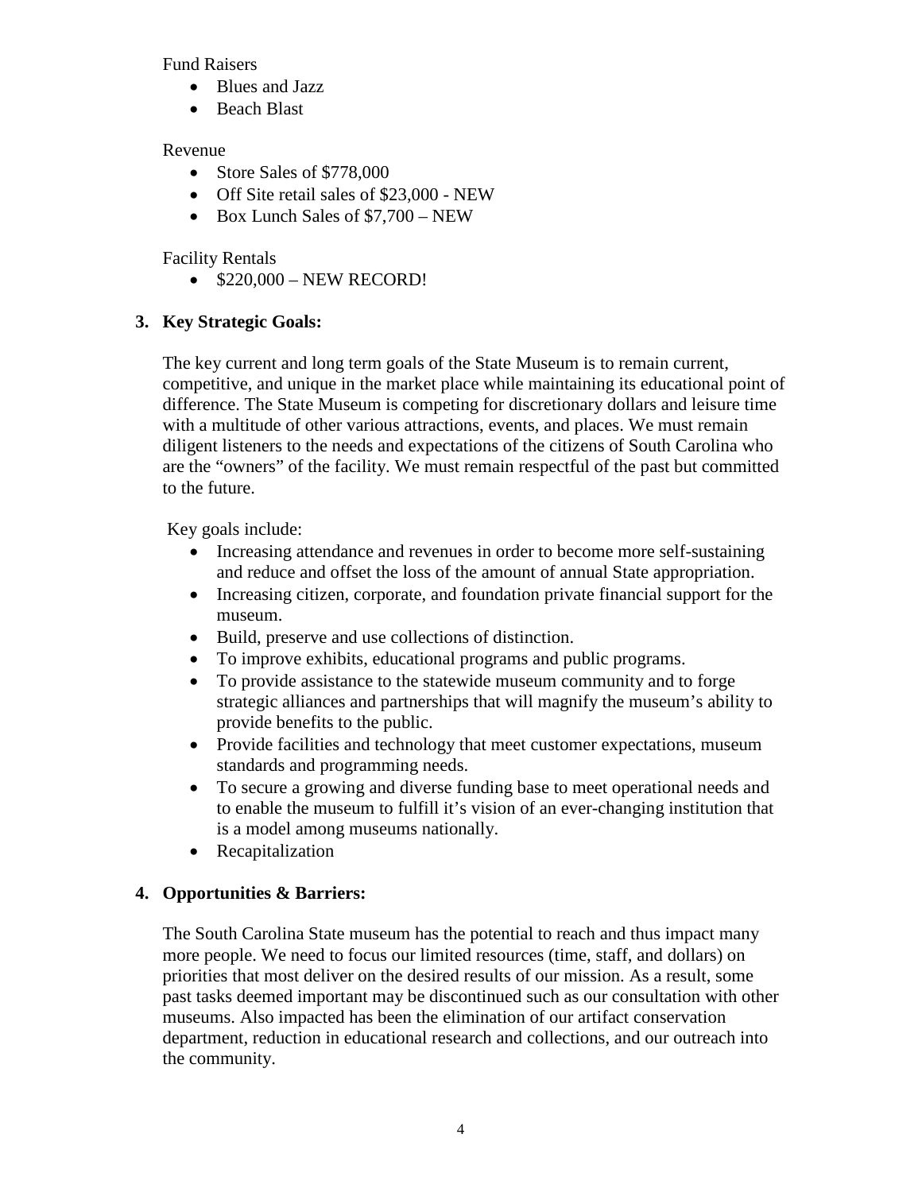Fund Raisers

- Blues and Jazz
- Beach Blast

Revenue

- Store Sales of $778,000
- Off Site retail sales of $23,000 - NEW
- Box Lunch Sales of $7,700 – NEW

Facility Rentals

- $220,000 – NEW RECORD!

**3. Key Strategic Goals:**

The key current and long term goals of the State Museum is to remain current, competitive, and unique in the market place while maintaining its educational point of difference. The State Museum is competing for discretionary dollars and leisure time with a multitude of other various attractions, events, and places. We must remain diligent listeners to the needs and expectations of the citizens of South Carolina who are the "owners" of the facility. We must remain respectful of the past but committed to the future.

Key goals include:

- Increasing attendance and revenues in order to become more self-sustaining and reduce and offset the loss of the amount of annual State appropriation.
- Increasing citizen, corporate, and foundation private financial support for the museum.
- Build, preserve and use collections of distinction.
- To improve exhibits, educational programs and public programs.
- To provide assistance to the statewide museum community and to forge strategic alliances and partnerships that will magnify the museum's ability to provide benefits to the public.
- Provide facilities and technology that meet customer expectations, museum standards and programming needs.
- To secure a growing and diverse funding base to meet operational needs and to enable the museum to fulfill it's vision of an ever-changing institution that is a model among museums nationally.
- Recapitalization

**4. Opportunities & Barriers:**

The South Carolina State museum has the potential to reach and thus impact many more people. We need to focus our limited resources (time, staff, and dollars) on priorities that most deliver on the desired results of our mission. As a result, some past tasks deemed important may be discontinued such as our consultation with other museums. Also impacted has been the elimination of our artifact conservation department, reduction in educational research and collections, and our outreach into the community.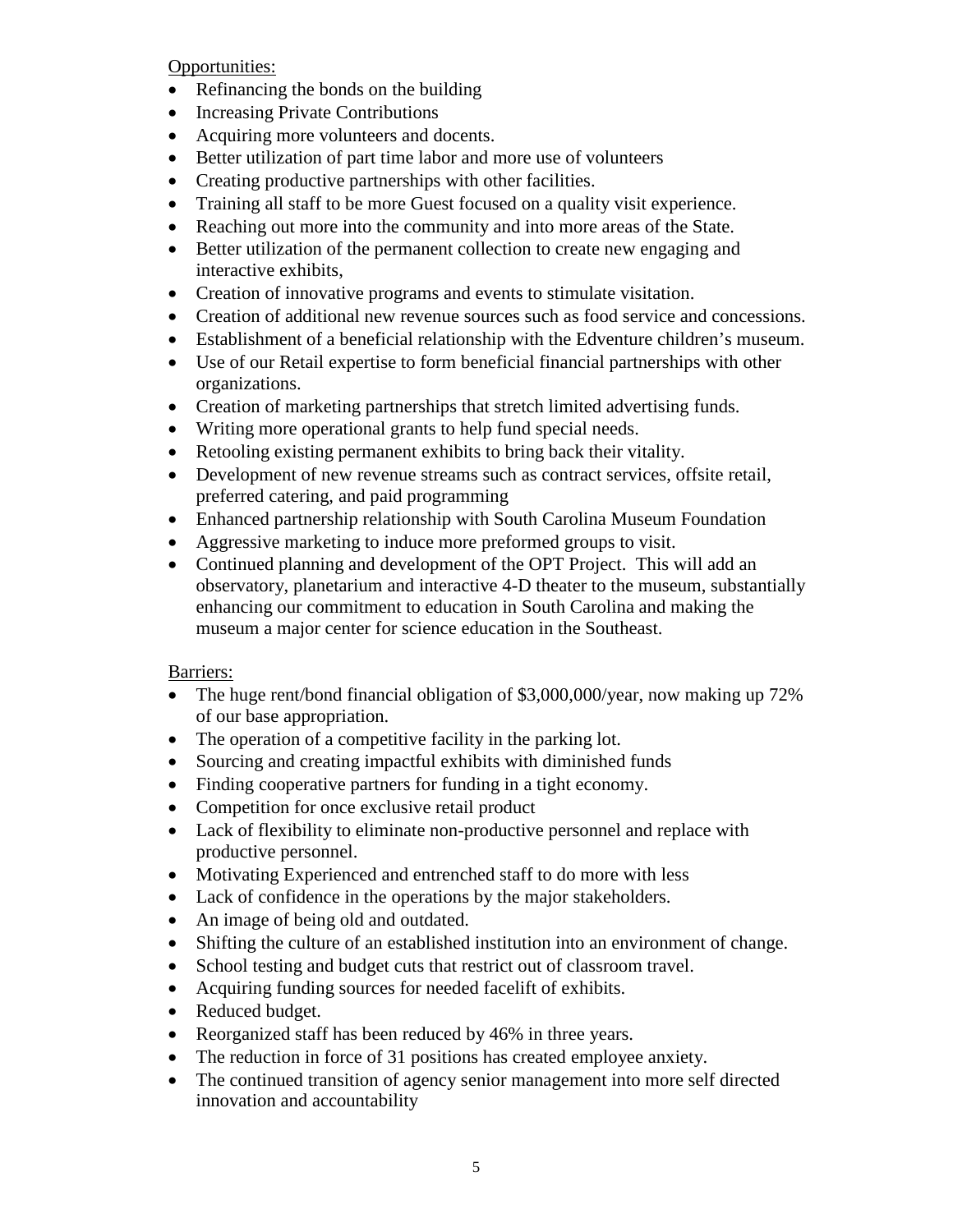Opportunities:

- Refinancing the bonds on the building
- Increasing Private Contributions
- Acquiring more volunteers and docents.
- Better utilization of part time labor and more use of volunteers
- Creating productive partnerships with other facilities.
- Training all staff to be more Guest focused on a quality visit experience.
- Reaching out more into the community and into more areas of the State.
- Better utilization of the permanent collection to create new engaging and interactive exhibits,
- Creation of innovative programs and events to stimulate visitation.
- Creation of additional new revenue sources such as food service and concessions.
- Establishment of a beneficial relationship with the Edventure children's museum.
- Use of our Retail expertise to form beneficial financial partnerships with other organizations.
- Creation of marketing partnerships that stretch limited advertising funds.
- Writing more operational grants to help fund special needs.
- Retooling existing permanent exhibits to bring back their vitality.
- Development of new revenue streams such as contract services, offsite retail, preferred catering, and paid programming
- Enhanced partnership relationship with South Carolina Museum Foundation
- Aggressive marketing to induce more preformed groups to visit.
- Continued planning and development of the OPT Project. This will add an observatory, planetarium and interactive 4-D theater to the museum, substantially enhancing our commitment to education in South Carolina and making the museum a major center for science education in the Southeast.

Barriers:

- The huge rent/bond financial obligation of $3,000,000/year, now making up 72% of our base appropriation.
- The operation of a competitive facility in the parking lot.
- Sourcing and creating impactful exhibits with diminished funds
- Finding cooperative partners for funding in a tight economy.
- Competition for once exclusive retail product
- Lack of flexibility to eliminate non-productive personnel and replace with productive personnel.
- Motivating Experienced and entrenched staff to do more with less
- Lack of confidence in the operations by the major stakeholders.
- An image of being old and outdated.
- Shifting the culture of an established institution into an environment of change.
- School testing and budget cuts that restrict out of classroom travel.
- Acquiring funding sources for needed facelift of exhibits.
- Reduced budget.
- Reorganized staff has been reduced by 46% in three years.
- The reduction in force of 31 positions has created employee anxiety.
- The continued transition of agency senior management into more self directed innovation and accountability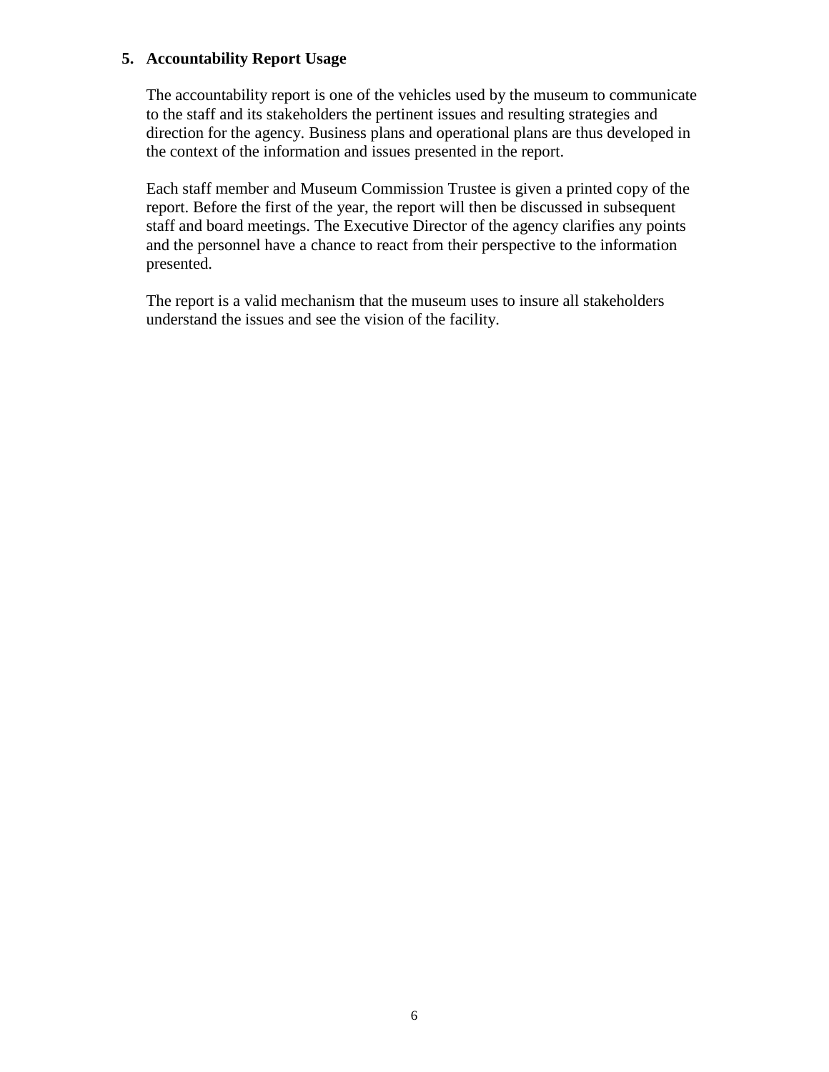## 5. Accountability Report Usage

The accountability report is one of the vehicles used by the museum to communicate to the staff and its stakeholders the pertinent issues and resulting strategies and direction for the agency. Business plans and operational plans are thus developed in the context of the information and issues presented in the report.

Each staff member and Museum Commission Trustee is given a printed copy of the report. Before the first of the year, the report will then be discussed in subsequent staff and board meetings. The Executive Director of the agency clarifies any points and the personnel have a chance to react from their perspective to the information presented.

The report is a valid mechanism that the museum uses to insure all stakeholders understand the issues and see the vision of the facility.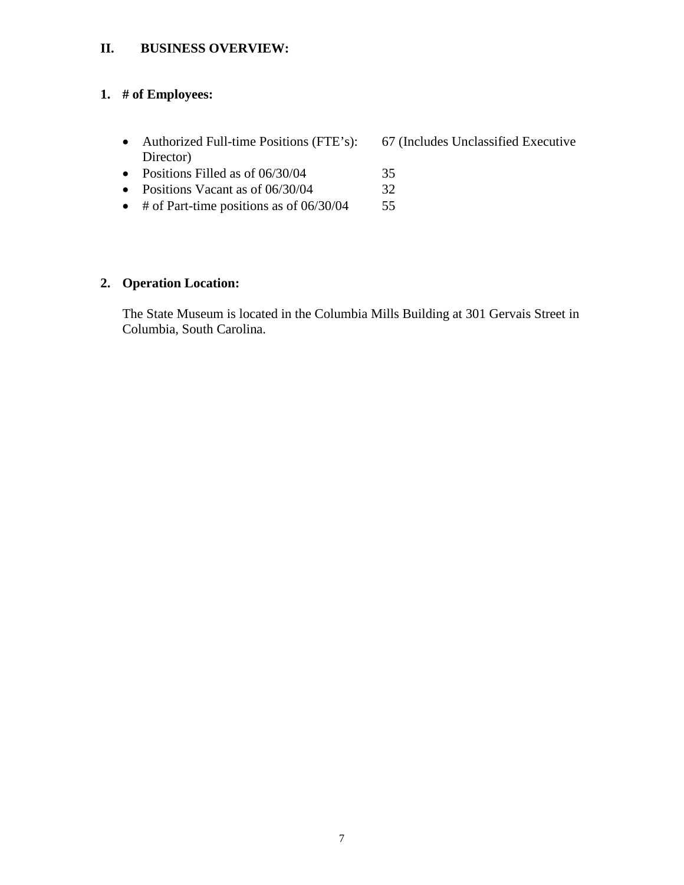## II. BUSINESS OVERVIEW:

### 1. # of Employees:

- Authorized Full-time Positions (FTE's): 67 (Includes Unclassified Executive Director)
- Positions Filled as of 06/30/04 35
- Positions Vacant as of 06/30/04 32
- # of Part-time positions as of 06/30/04 55

### 2. Operation Location:

The State Museum is located in the Columbia Mills Building at 301 Gervais Street in Columbia, South Carolina.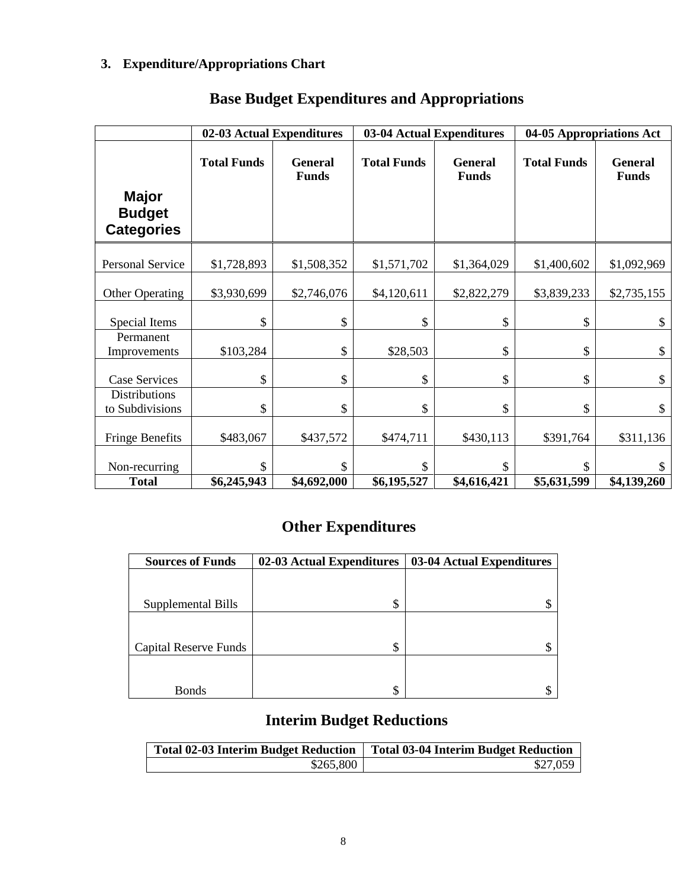### 3. Expenditure/Appropriations Chart

## Base Budget Expenditures and Appropriations

| | 02-03 Actual Expenditures | | 03-04 Actual Expenditures | | 04-05 Appropriations Act | |
|---|---|---|---|---|---|---|
| **Major Budget Categories** | **Total Funds** | **General Funds** | **Total Funds** | **General Funds** | **Total Funds** | **General Funds** |
| Personal Service | $1,728,893 | $1,508,352 | $1,571,702 | $1,364,029 | $1,400,602 | $1,092,969 |
| Other Operating | $3,930,699 | $2,746,076 | $4,120,611 | $2,822,279 | $3,839,233 | $2,735,155 |
| Special Items | $ | $ | $ | $ | $ | $ |
| Permanent Improvements | $103,284 | $ | $28,503 | $ | $ | $ |
| Case Services | $ | $ | $ | $ | $ | $ |
| Distributions to Subdivisions | $ | $ | $ | $ | $ | $ |
| Fringe Benefits | $483,067 | $437,572 | $474,711 | $430,113 | $391,764 | $311,136 |
| Non-recurring | $ | $ | $ | $ | $ | $ |
| **Total** | **$6,245,943** | **$4,692,000** | **$6,195,527** | **$4,616,421** | **$5,631,599** | **$4,139,260** |

## Other Expenditures

| Sources of Funds | 02-03 Actual Expenditures | 03-04 Actual Expenditures |
|---|---|---|
| Supplemental Bills | $ | $ |
| Capital Reserve Funds | $ | $ |
| Bonds | $ | $ |

## Interim Budget Reductions

| Total 02-03 Interim Budget Reduction | Total 03-04 Interim Budget Reduction |
|---|---|
| $265,800 | $27,059 |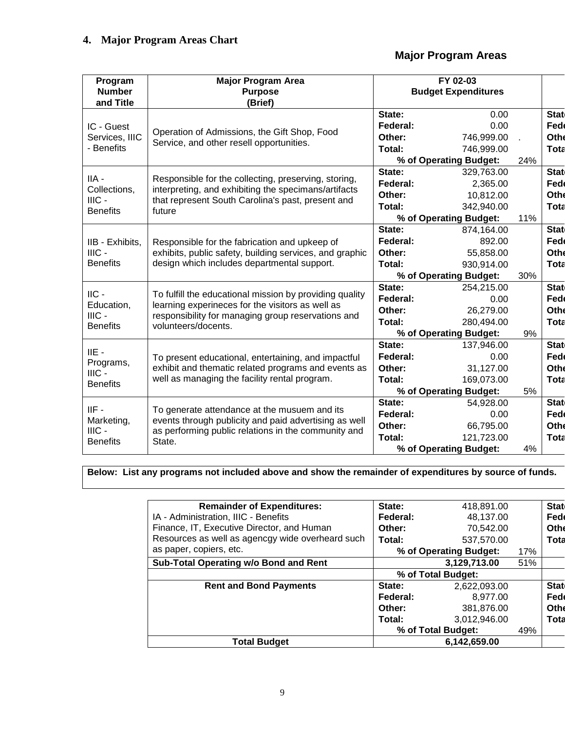## 4. Major Program Areas Chart

### Major Program Areas

| Program Number and Title | Major Program Area Purpose (Brief) | FY 02-03 Budget Expenditures | | | |
|---|---|---|---|---|---|
| IC - Guest Services, IIIC - Benefits | Operation of Admissions, the Gift Shop, Food Service, and other resell opportunities. | State: | 0.00 | | Stat |
| | | Federal: | 0.00 | | Fede |
| | | Other: | 746,999.00 | . | Othe |
| | | Total: | 746,999.00 | | Tota |
| | | % of Operating Budget: | | 24% | |
| IIA - Collections, IIIC - Benefits | Responsible for the collecting, preserving, storing, interpreting, and exhibiting the specimans/artifacts that represent South Carolina's past, present and future | State: | 329,763.00 | | Stat |
| | | Federal: | 2,365.00 | | Fede |
| | | Other: | 10,812.00 | | Othe |
| | | Total: | 342,940.00 | | Tota |
| | | % of Operating Budget: | | 11% | |
| IIB - Exhibits, IIIC - Benefits | Responsible for the fabrication and upkeep of exhibits, public safety, building services, and graphic design which includes departmental support. | State: | 874,164.00 | | Stat |
| | | Federal: | 892.00 | | Fede |
| | | Other: | 55,858.00 | | Othe |
| | | Total: | 930,914.00 | | Tota |
| | | % of Operating Budget: | | 30% | |
| IIC - Education, IIIC - Benefits | To fulfill the educational mission by providing quality learning experineces for the visitors as well as responsibility for managing group reservations and volunteers/docents. | State: | 254,215.00 | | Stat |
| | | Federal: | 0.00 | | Fede |
| | | Other: | 26,279.00 | | Othe |
| | | Total: | 280,494.00 | | Tota |
| | | % of Operating Budget: | | 9% | |
| IIE - Programs, IIIC - Benefits | To present educational, entertaining, and impactful exhibit and thematic related programs and events as well as managing the facility rental program. | State: | 137,946.00 | | Stat |
| | | Federal: | 0.00 | | Fede |
| | | Other: | 31,127.00 | | Othe |
| | | Total: | 169,073.00 | | Tota |
| | | % of Operating Budget: | | 5% | |
| IIF - Marketing, IIIC - Benefits | To generate attendance at the musuem and its events through publicity and paid advertising as well as performing public relations in the community and State. | State: | 54,928.00 | | Stat |
| | | Federal: | 0.00 | | Fede |
| | | Other: | 66,795.00 | | Othe |
| | | Total: | 121,723.00 | | Tota |
| | | % of Operating Budget: | | 4% | |

**Below: List any programs not included above and show the remainder of expenditures by source of funds.**

| Remainder of Expenditures: | | | | |
|---|---|---|---|---|
| IA - Administration, IIIC - Benefits<br>Finance, IT, Executive Director, and Human Resources as well as agencgy wide overheard such as paper, copiers, etc. | State: | 418,891.00 | | Stat |
| | Federal: | 48,137.00 | | Fede |
| | Other: | 70,542.00 | | Othe |
| | Total: | 537,570.00 | | Tota |
| | % of Operating Budget: | | 17% | |
| **Sub-Total Operating w/o Bond and Rent** | | **3,129,713.00** | 51% | |
| | % of Total Budget: | | | |
| **Rent and Bond Payments** | State: | 2,622,093.00 | | Stat |
| | Federal: | 8,977.00 | | Fede |
| | Other: | 381,876.00 | | Othe |
| | Total: | 3,012,946.00 | | Tota |
| | % of Total Budget: | | 49% | |
| **Total Budget** | | **6,142,659.00** | | |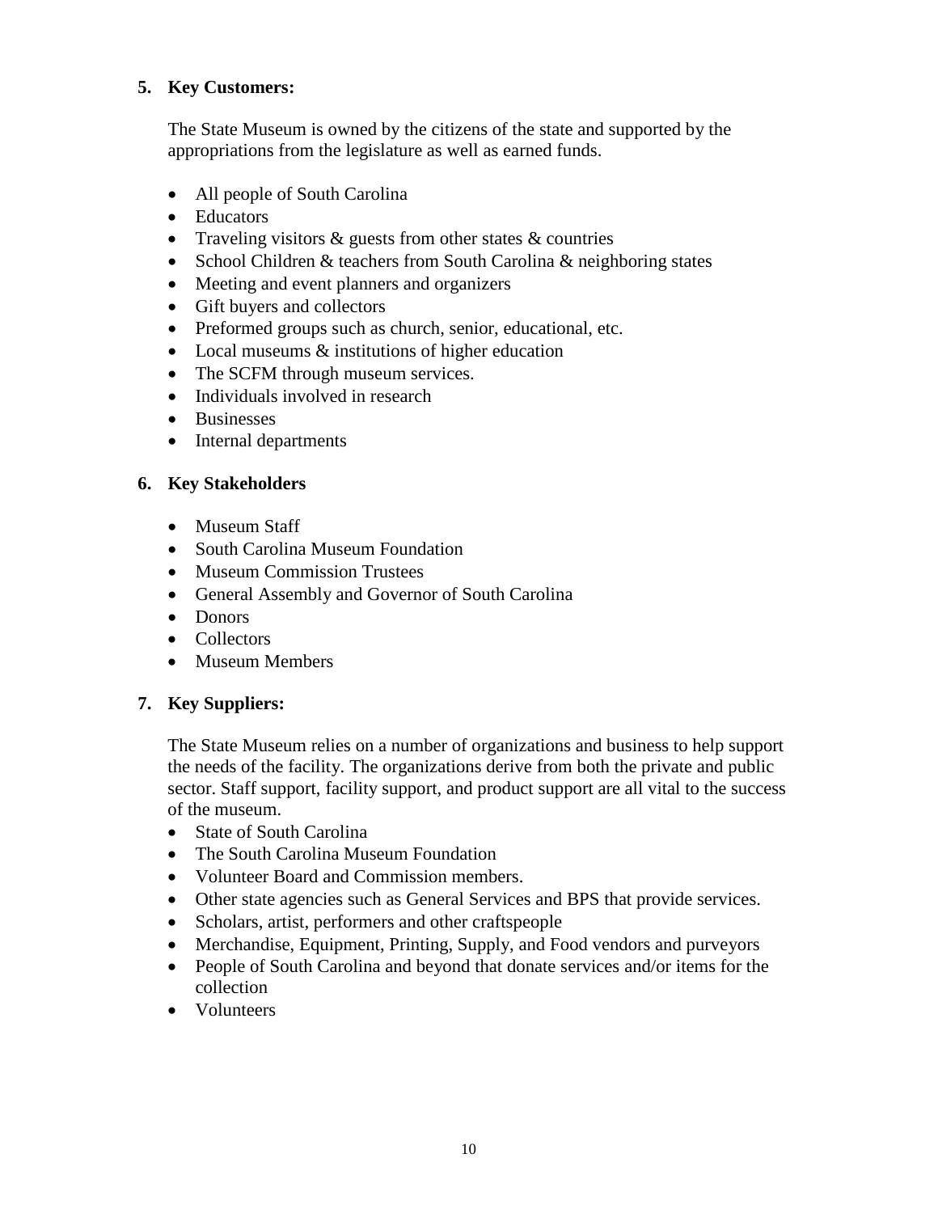**5. Key Customers:**

The State Museum is owned by the citizens of the state and supported by the appropriations from the legislature as well as earned funds.

- All people of South Carolina
- Educators
- Traveling visitors & guests from other states & countries
- School Children & teachers from South Carolina & neighboring states
- Meeting and event planners and organizers
- Gift buyers and collectors
- Preformed groups such as church, senior, educational, etc.
- Local museums & institutions of higher education
- The SCFM through museum services.
- Individuals involved in research
- Businesses
- Internal departments

**6. Key Stakeholders**

- Museum Staff
- South Carolina Museum Foundation
- Museum Commission Trustees
- General Assembly and Governor of South Carolina
- Donors
- Collectors
- Museum Members

**7. Key Suppliers:**

The State Museum relies on a number of organizations and business to help support the needs of the facility. The organizations derive from both the private and public sector. Staff support, facility support, and product support are all vital to the success of the museum.

- State of South Carolina
- The South Carolina Museum Foundation
- Volunteer Board and Commission members.
- Other state agencies such as General Services and BPS that provide services.
- Scholars, artist, performers and other craftspeople
- Merchandise, Equipment, Printing, Supply, and Food vendors and purveyors
- People of South Carolina and beyond that donate services and/or items for the collection
- Volunteers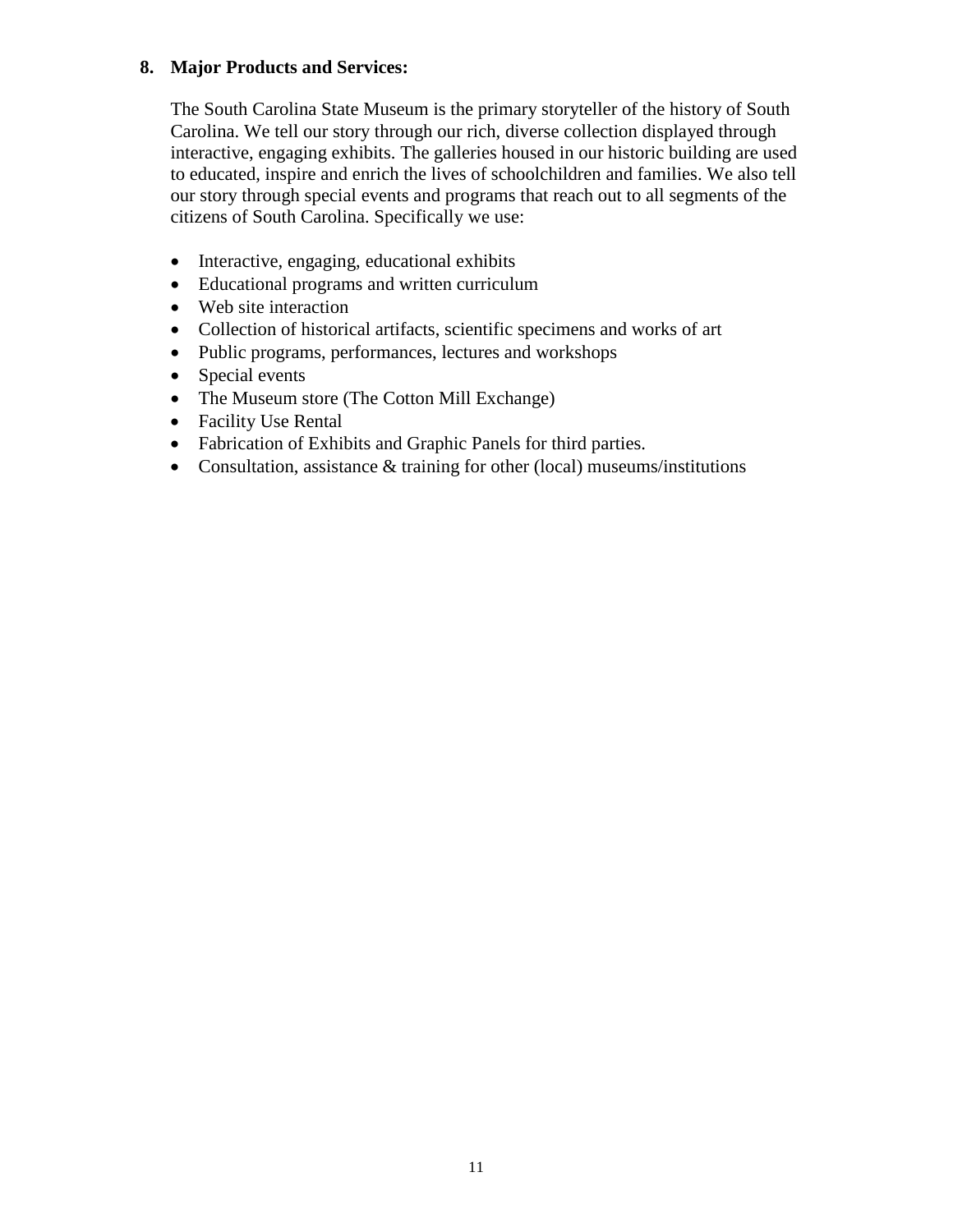**8. Major Products and Services:**

The South Carolina State Museum is the primary storyteller of the history of South Carolina. We tell our story through our rich, diverse collection displayed through interactive, engaging exhibits. The galleries housed in our historic building are used to educated, inspire and enrich the lives of schoolchildren and families. We also tell our story through special events and programs that reach out to all segments of the citizens of South Carolina. Specifically we use:

- Interactive, engaging, educational exhibits
- Educational programs and written curriculum
- Web site interaction
- Collection of historical artifacts, scientific specimens and works of art
- Public programs, performances, lectures and workshops
- Special events
- The Museum store (The Cotton Mill Exchange)
- Facility Use Rental
- Fabrication of Exhibits and Graphic Panels for third parties.
- Consultation, assistance & training for other (local) museums/institutions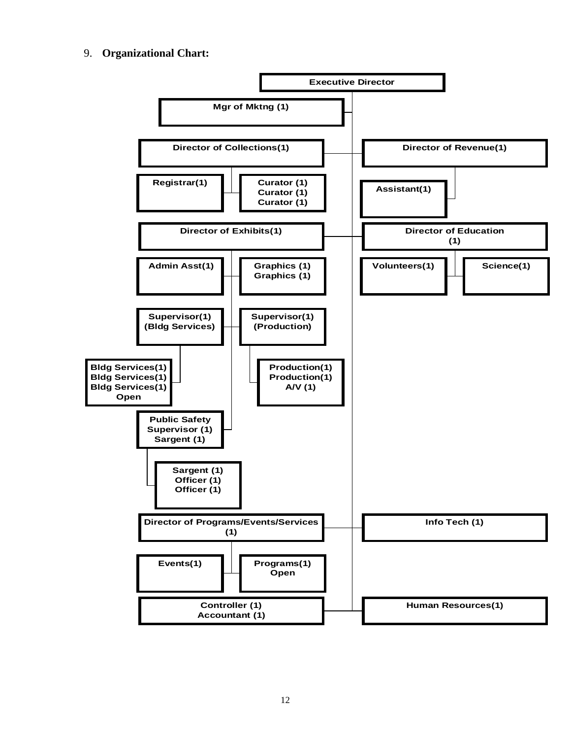9. **Organizational Chart:**

- **Executive Director**
  - Mgr of Mktng (1)
  - Director of Collections(1)
    - Registrar(1)
    - Curator (1)
      Curator (1)
      Curator (1)
  - Director of Revenue(1)
    - Assistant(1)
  - Director of Exhibits(1)
    - Admin Asst(1)
    - Graphics (1)
      Graphics (1)
    - Supervisor(1) (Bldg Services)
      - Bldg Services(1)
        Bldg Services(1)
        Bldg Services(1)
        Open
    - Supervisor(1) (Production)
      - Production(1)
        Production(1)
        A/V (1)
    - Public Safety Supervisor (1)
      Sargent (1)
      - Sargent (1)
        Officer (1)
        Officer (1)
  - Director of Education (1)
    - Volunteers(1)
    - Science(1)
  - Director of Programs/Events/Services (1)
    - Events(1)
    - Programs(1)
      Open
  - Info Tech (1)
  - Controller (1)
    Accountant (1)
  - Human Resources(1)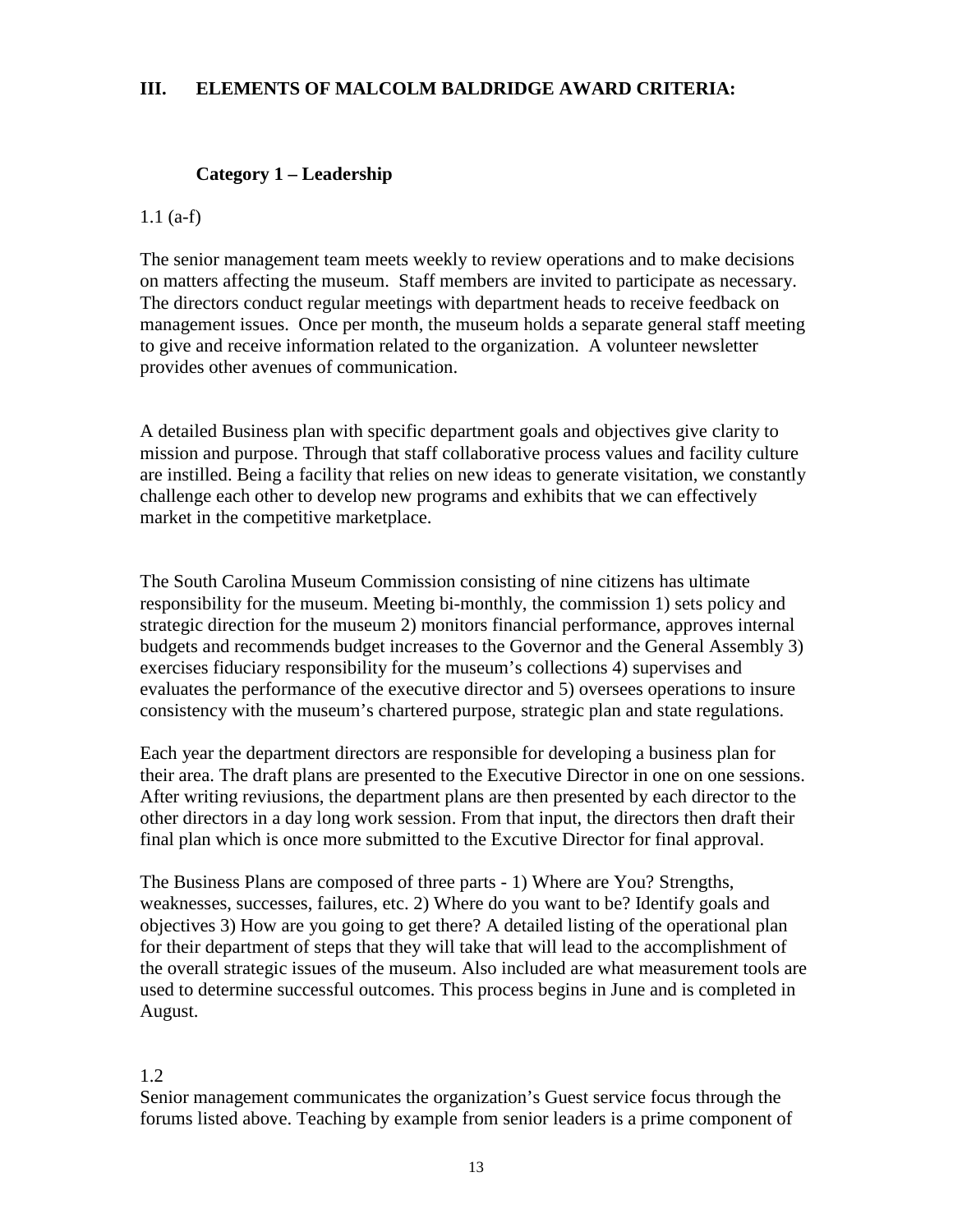## III. ELEMENTS OF MALCOLM BALDRIDGE AWARD CRITERIA:

### Category 1 – Leadership

1.1 (a-f)

The senior management team meets weekly to review operations and to make decisions on matters affecting the museum. Staff members are invited to participate as necessary. The directors conduct regular meetings with department heads to receive feedback on management issues. Once per month, the museum holds a separate general staff meeting to give and receive information related to the organization. A volunteer newsletter provides other avenues of communication.

A detailed Business plan with specific department goals and objectives give clarity to mission and purpose. Through that staff collaborative process values and facility culture are instilled. Being a facility that relies on new ideas to generate visitation, we constantly challenge each other to develop new programs and exhibits that we can effectively market in the competitive marketplace.

The South Carolina Museum Commission consisting of nine citizens has ultimate responsibility for the museum. Meeting bi-monthly, the commission 1) sets policy and strategic direction for the museum 2) monitors financial performance, approves internal budgets and recommends budget increases to the Governor and the General Assembly 3) exercises fiduciary responsibility for the museum's collections 4) supervises and evaluates the performance of the executive director and 5) oversees operations to insure consistency with the museum's chartered purpose, strategic plan and state regulations.

Each year the department directors are responsible for developing a business plan for their area. The draft plans are presented to the Executive Director in one on one sessions. After writing reviusions, the department plans are then presented by each director to the other directors in a day long work session. From that input, the directors then draft their final plan which is once more submitted to the Excutive Director for final approval.

The Business Plans are composed of three parts - 1) Where are You? Strengths, weaknesses, successes, failures, etc. 2) Where do you want to be? Identify goals and objectives 3) How are you going to get there? A detailed listing of the operational plan for their department of steps that they will take that will lead to the accomplishment of the overall strategic issues of the museum. Also included are what measurement tools are used to determine successful outcomes. This process begins in June and is completed in August.

1.2

Senior management communicates the organization's Guest service focus through the forums listed above. Teaching by example from senior leaders is a prime component of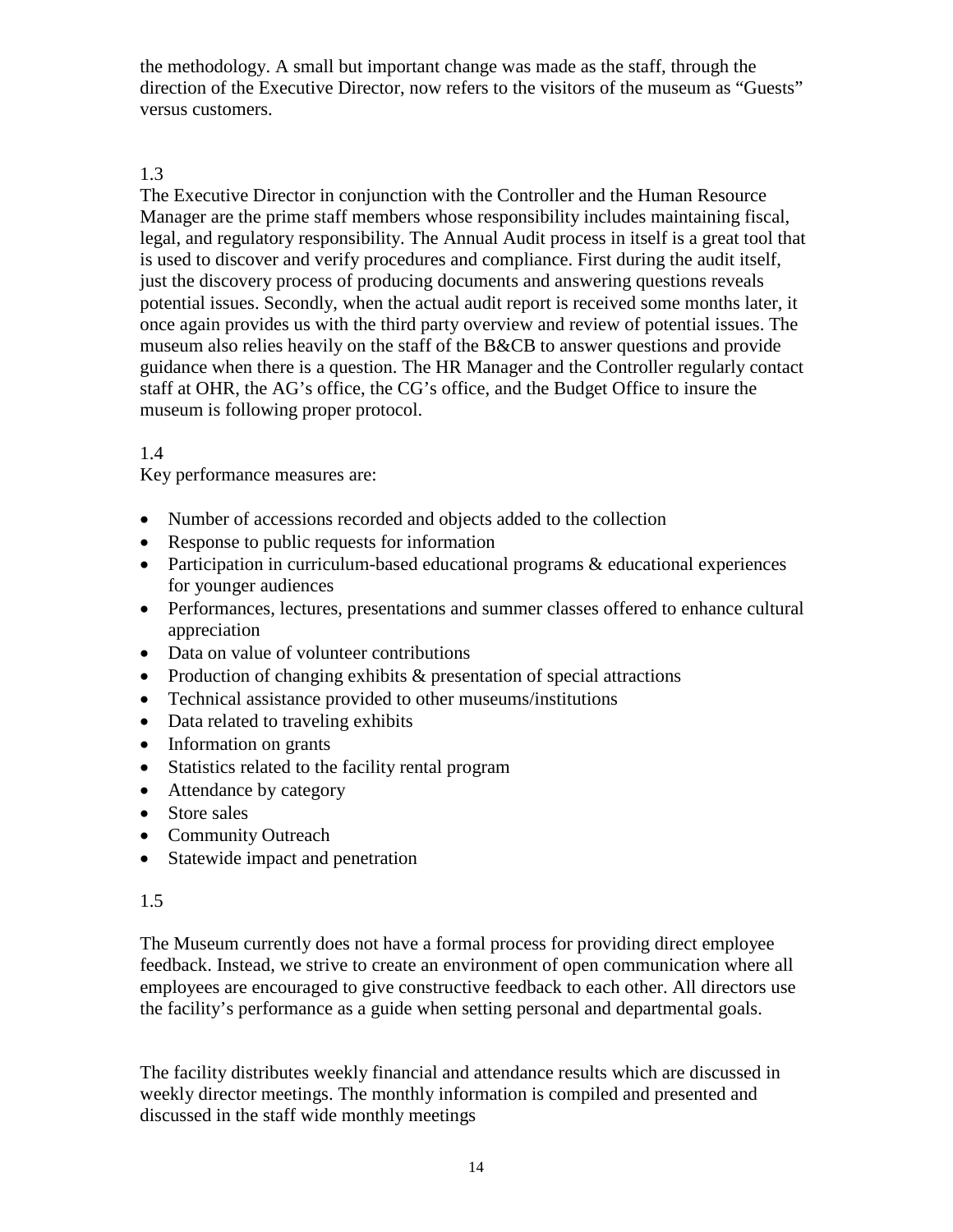the methodology. A small but important change was made as the staff, through the direction of the Executive Director, now refers to the visitors of the museum as "Guests" versus customers.

1.3

The Executive Director in conjunction with the Controller and the Human Resource Manager are the prime staff members whose responsibility includes maintaining fiscal, legal, and regulatory responsibility. The Annual Audit process in itself is a great tool that is used to discover and verify procedures and compliance. First during the audit itself, just the discovery process of producing documents and answering questions reveals potential issues. Secondly, when the actual audit report is received some months later, it once again provides us with the third party overview and review of potential issues. The museum also relies heavily on the staff of the B&CB to answer questions and provide guidance when there is a question. The HR Manager and the Controller regularly contact staff at OHR, the AG's office, the CG's office, and the Budget Office to insure the museum is following proper protocol.

1.4

Key performance measures are:

- Number of accessions recorded and objects added to the collection
- Response to public requests for information
- Participation in curriculum-based educational programs & educational experiences for younger audiences
- Performances, lectures, presentations and summer classes offered to enhance cultural appreciation
- Data on value of volunteer contributions
- Production of changing exhibits & presentation of special attractions
- Technical assistance provided to other museums/institutions
- Data related to traveling exhibits
- Information on grants
- Statistics related to the facility rental program
- Attendance by category
- Store sales
- Community Outreach
- Statewide impact and penetration

1.5

The Museum currently does not have a formal process for providing direct employee feedback. Instead, we strive to create an environment of open communication where all employees are encouraged to give constructive feedback to each other. All directors use the facility's performance as a guide when setting personal and departmental goals.

The facility distributes weekly financial and attendance results which are discussed in weekly director meetings. The monthly information is compiled and presented and discussed in the staff wide monthly meetings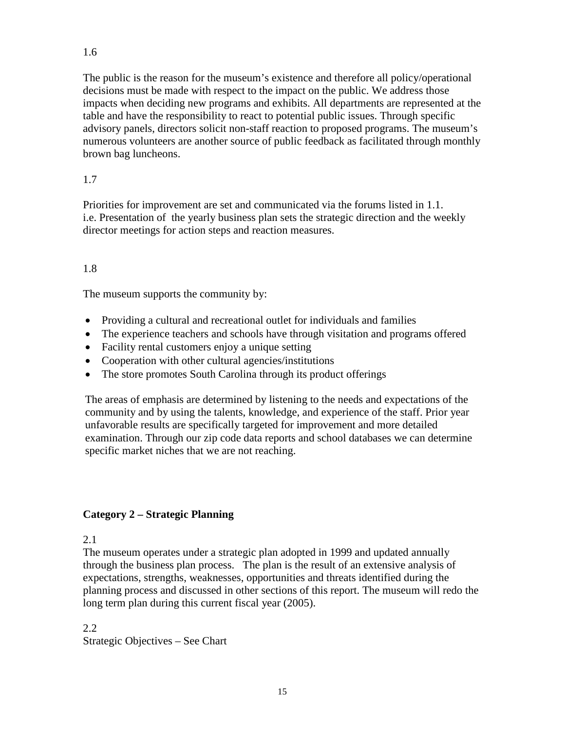1.6

The public is the reason for the museum's existence and therefore all policy/operational decisions must be made with respect to the impact on the public. We address those impacts when deciding new programs and exhibits. All departments are represented at the table and have the responsibility to react to potential public issues. Through specific advisory panels, directors solicit non-staff reaction to proposed programs. The museum's numerous volunteers are another source of public feedback as facilitated through monthly brown bag luncheons.

1.7

Priorities for improvement are set and communicated via the forums listed in 1.1. i.e. Presentation of the yearly business plan sets the strategic direction and the weekly director meetings for action steps and reaction measures.

1.8

The museum supports the community by:

- Providing a cultural and recreational outlet for individuals and families
- The experience teachers and schools have through visitation and programs offered
- Facility rental customers enjoy a unique setting
- Cooperation with other cultural agencies/institutions
- The store promotes South Carolina through its product offerings

The areas of emphasis are determined by listening to the needs and expectations of the community and by using the talents, knowledge, and experience of the staff. Prior year unfavorable results are specifically targeted for improvement and more detailed examination. Through our zip code data reports and school databases we can determine specific market niches that we are not reaching.

**Category 2 – Strategic Planning**

2.1
The museum operates under a strategic plan adopted in 1999 and updated annually through the business plan process. The plan is the result of an extensive analysis of expectations, strengths, weaknesses, opportunities and threats identified during the planning process and discussed in other sections of this report. The museum will redo the long term plan during this current fiscal year (2005).

2.2
Strategic Objectives – See Chart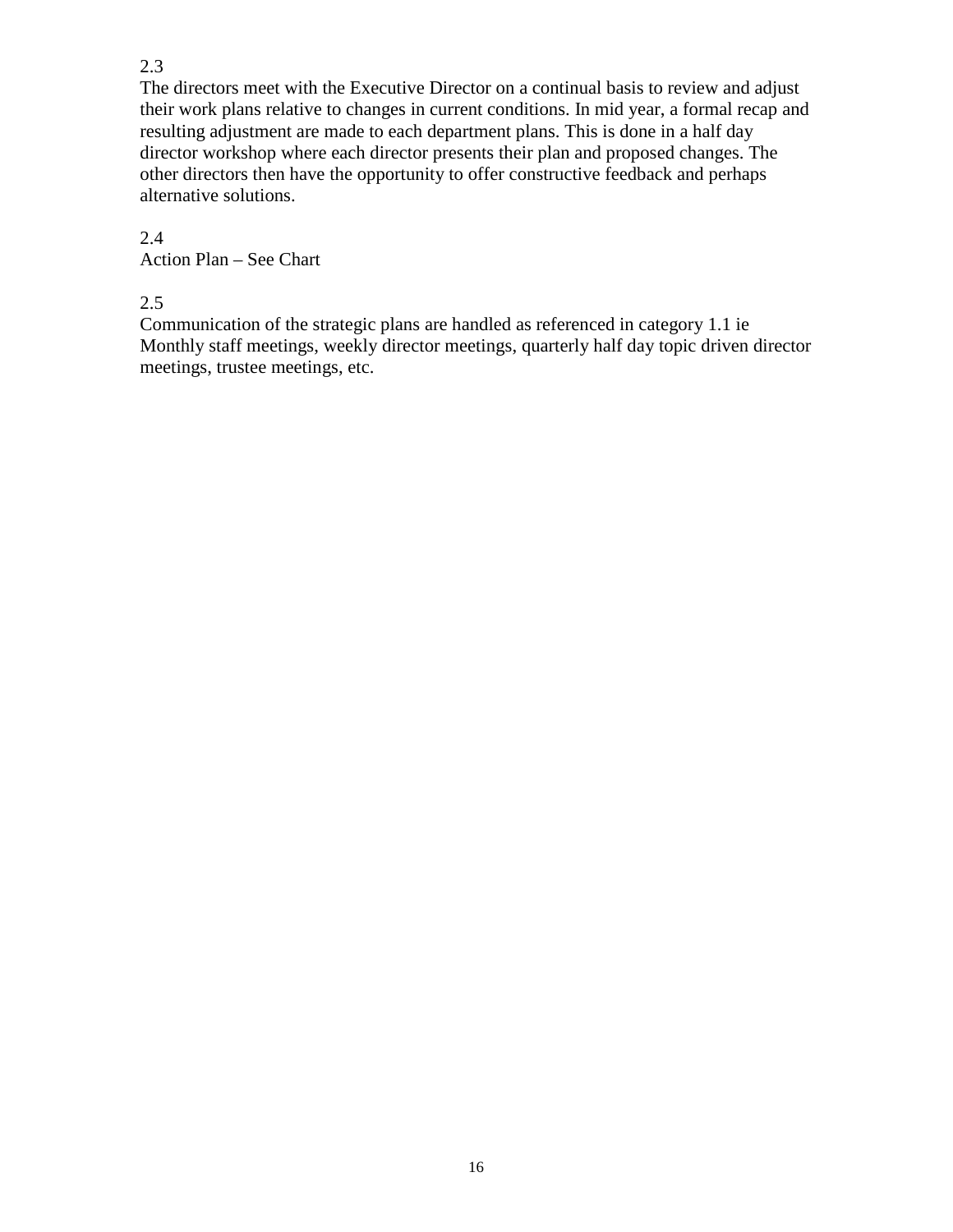2.3

The directors meet with the Executive Director on a continual basis to review and adjust their work plans relative to changes in current conditions. In mid year, a formal recap and resulting adjustment are made to each department plans. This is done in a half day director workshop where each director presents their plan and proposed changes. The other directors then have the opportunity to offer constructive feedback and perhaps alternative solutions.

2.4

Action Plan – See Chart

2.5

Communication of the strategic plans are handled as referenced in category 1.1 ie Monthly staff meetings, weekly director meetings, quarterly half day topic driven director meetings, trustee meetings, etc.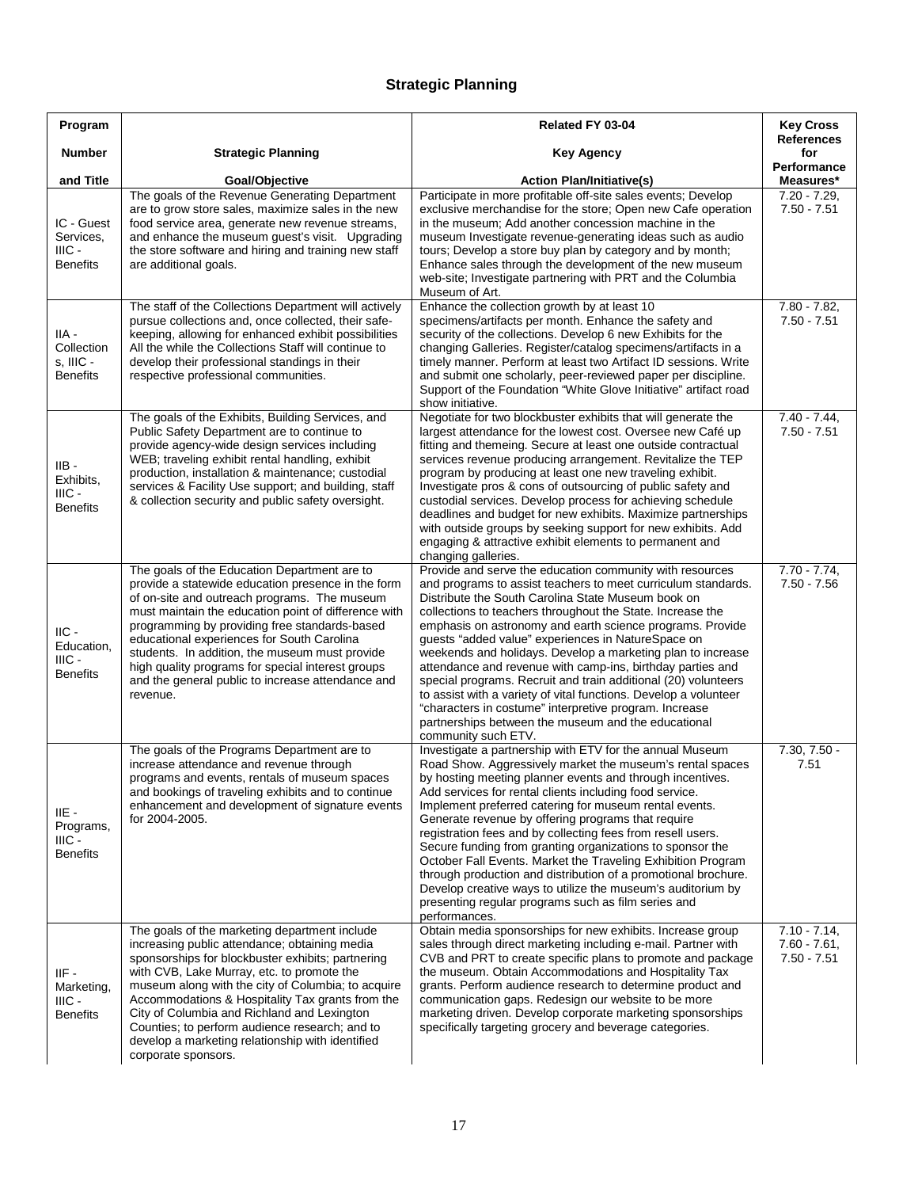## Strategic Planning

| Program Number and Title | Strategic Planning Goal/Objective | Related FY 03-04 Key Agency Action Plan/Initiative(s) | Key Cross References for Performance Measures* |
|---|---|---|---|
| IC - Guest Services, IIIC - Benefits | The goals of the Revenue Generating Department are to grow store sales, maximize sales in the new food service area, generate new revenue streams, and enhance the museum guest's visit. Upgrading the store software and hiring and training new staff are additional goals. | Participate in more profitable off-site sales events; Develop exclusive merchandise for the store; Open new Cafe operation in the museum; Add another concession machine in the museum Investigate revenue-generating ideas such as audio tours; Develop a store buy plan by category and by month; Enhance sales through the development of the new museum web-site; Investigate partnering with PRT and the Columbia Museum of Art. | 7.20 - 7.29, 7.50 - 7.51 |
| IIA - Collections, IIIC - Benefits | The staff of the Collections Department will actively pursue collections and, once collected, their safe-keeping, allowing for enhanced exhibit possibilities All the while the Collections Staff will continue to develop their professional standings in their respective professional communities. | Enhance the collection growth by at least 10 specimens/artifacts per month. Enhance the safety and security of the collections. Develop 6 new Exhibits for the changing Galleries. Register/catalog specimens/artifacts in a timely manner. Perform at least two Artifact ID sessions. Write and submit one scholarly, peer-reviewed paper per discipline. Support of the Foundation "White Glove Initiative" artifact road show initiative. | 7.80 - 7.82, 7.50 - 7.51 |
| IIB - Exhibits, IIIC - Benefits | The goals of the Exhibits, Building Services, and Public Safety Department are to continue to provide agency-wide design services including WEB; traveling exhibit rental handling, exhibit production, installation & maintenance; custodial services & Facility Use support; and building, staff & collection security and public safety oversight. | Negotiate for two blockbuster exhibits that will generate the largest attendance for the lowest cost. Oversee new Café up fitting and themeing. Secure at least one outside contractual services revenue producing arrangement. Revitalize the TEP program by producing at least one new traveling exhibit. Investigate pros & cons of outsourcing of public safety and custodial services. Develop process for achieving schedule deadlines and budget for new exhibits. Maximize partnerships with outside groups by seeking support for new exhibits. Add engaging & attractive exhibit elements to permanent and changing galleries. | 7.40 - 7.44, 7.50 - 7.51 |
| IIC - Education, IIIC - Benefits | The goals of the Education Department are to provide a statewide education presence in the form of on-site and outreach programs. The museum must maintain the education point of difference with programming by providing free standards-based educational experiences for South Carolina students. In addition, the museum must provide high quality programs for special interest groups and the general public to increase attendance and revenue. | Provide and serve the education community with resources and programs to assist teachers to meet curriculum standards. Distribute the South Carolina State Museum book on collections to teachers throughout the State. Increase the emphasis on astronomy and earth science programs. Provide guests "added value" experiences in NatureSpace on weekends and holidays. Develop a marketing plan to increase attendance and revenue with camp-ins, birthday parties and special programs. Recruit and train additional (20) volunteers to assist with a variety of vital functions. Develop a volunteer "characters in costume" interpretive program. Increase partnerships between the museum and the educational community such ETV. | 7.70 - 7.74, 7.50 - 7.56 |
| IIE - Programs, IIIC - Benefits | The goals of the Programs Department are to increase attendance and revenue through programs and events, rentals of museum spaces and bookings of traveling exhibits and to continue enhancement and development of signature events for 2004-2005. | Investigate a partnership with ETV for the annual Museum Road Show. Aggressively market the museum's rental spaces by hosting meeting planner events and through incentives. Add services for rental clients including food service. Implement preferred catering for museum rental events. Generate revenue by offering programs that require registration fees and by collecting fees from resell users. Secure funding from granting organizations to sponsor the October Fall Events. Market the Traveling Exhibition Program through production and distribution of a promotional brochure. Develop creative ways to utilize the museum's auditorium by presenting regular programs such as film series and performances. | 7.30, 7.50 - 7.51 |
| IIF - Marketing, IIIC - Benefits | The goals of the marketing department include increasing public attendance; obtaining media sponsorships for blockbuster exhibits; partnering with CVB, Lake Murray, etc. to promote the museum along with the city of Columbia; to acquire Accommodations & Hospitality Tax grants from the City of Columbia and Richland and Lexington Counties; to perform audience research; and to develop a marketing relationship with identified corporate sponsors. | Obtain media sponsorships for new exhibits. Increase group sales through direct marketing including e-mail. Partner with CVB and PRT to create specific plans to promote and package the museum. Obtain Accommodations and Hospitality Tax grants. Perform audience research to determine product and communication gaps. Redesign our website to be more marketing driven. Develop corporate marketing sponsorships specifically targeting grocery and beverage categories. | 7.10 - 7.14, 7.60 - 7.61, 7.50 - 7.51 |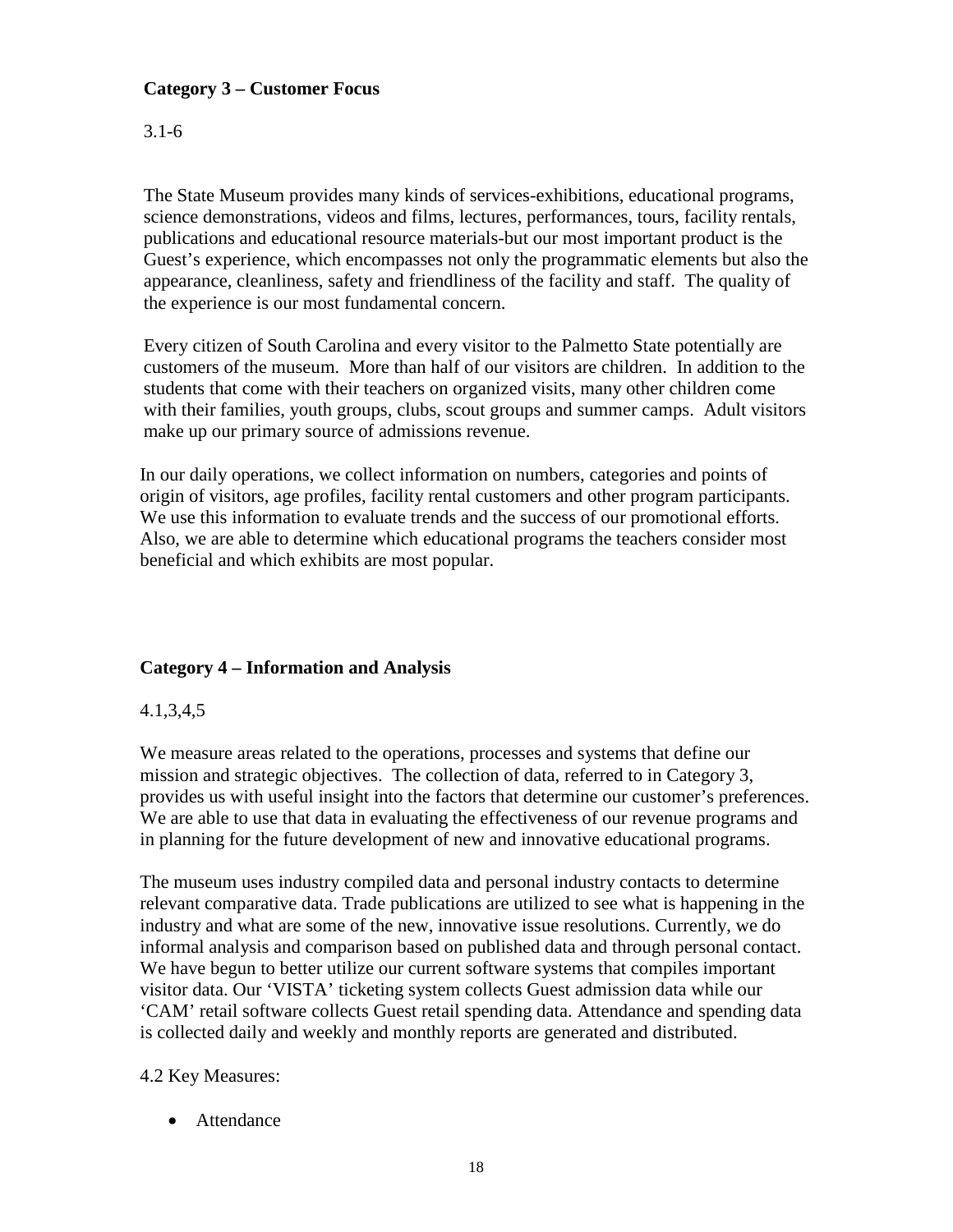**Category 3 – Customer Focus**

3.1-6

The State Museum provides many kinds of services-exhibitions, educational programs, science demonstrations, videos and films, lectures, performances, tours, facility rentals, publications and educational resource materials-but our most important product is the Guest's experience, which encompasses not only the programmatic elements but also the appearance, cleanliness, safety and friendliness of the facility and staff. The quality of the experience is our most fundamental concern.

Every citizen of South Carolina and every visitor to the Palmetto State potentially are customers of the museum. More than half of our visitors are children. In addition to the students that come with their teachers on organized visits, many other children come with their families, youth groups, clubs, scout groups and summer camps. Adult visitors make up our primary source of admissions revenue.

In our daily operations, we collect information on numbers, categories and points of origin of visitors, age profiles, facility rental customers and other program participants. We use this information to evaluate trends and the success of our promotional efforts. Also, we are able to determine which educational programs the teachers consider most beneficial and which exhibits are most popular.

**Category 4 – Information and Analysis**

4.1,3,4,5

We measure areas related to the operations, processes and systems that define our mission and strategic objectives. The collection of data, referred to in Category 3, provides us with useful insight into the factors that determine our customer's preferences. We are able to use that data in evaluating the effectiveness of our revenue programs and in planning for the future development of new and innovative educational programs.

The museum uses industry compiled data and personal industry contacts to determine relevant comparative data. Trade publications are utilized to see what is happening in the industry and what are some of the new, innovative issue resolutions. Currently, we do informal analysis and comparison based on published data and through personal contact. We have begun to better utilize our current software systems that compiles important visitor data. Our 'VISTA' ticketing system collects Guest admission data while our 'CAM' retail software collects Guest retail spending data. Attendance and spending data is collected daily and weekly and monthly reports are generated and distributed.

4.2 Key Measures:

- Attendance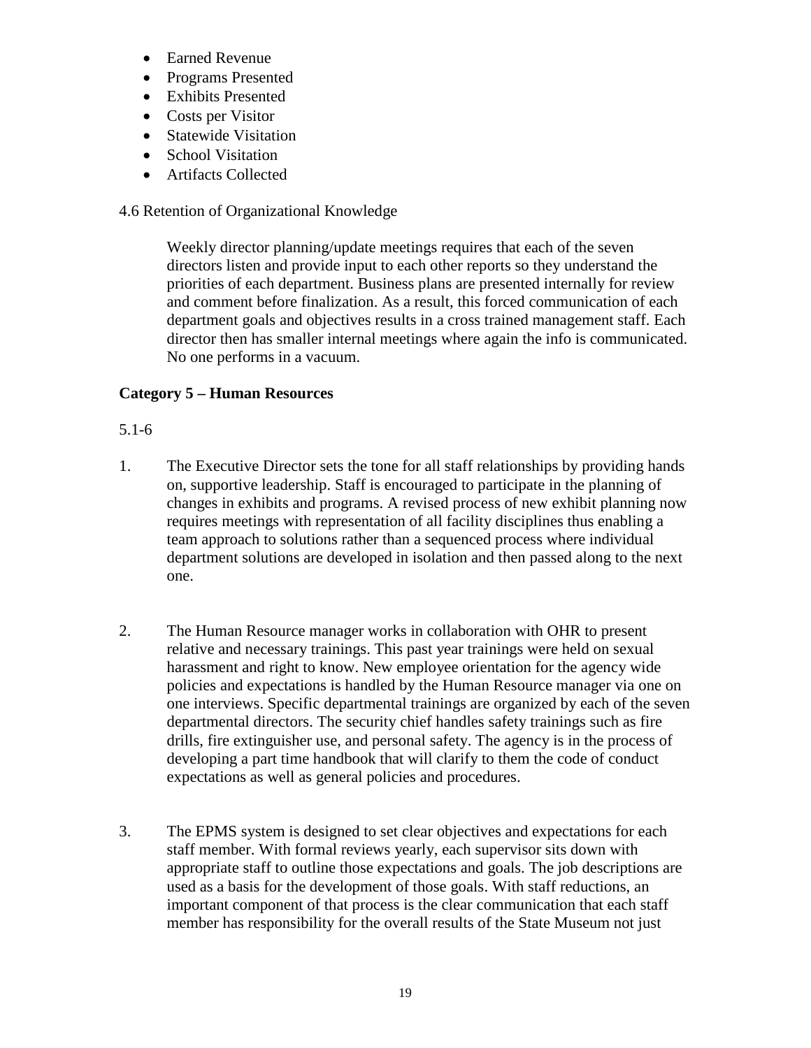- Earned Revenue
- Programs Presented
- Exhibits Presented
- Costs per Visitor
- Statewide Visitation
- School Visitation
- Artifacts Collected

4.6 Retention of Organizational Knowledge

Weekly director planning/update meetings requires that each of the seven directors listen and provide input to each other reports so they understand the priorities of each department. Business plans are presented internally for review and comment before finalization. As a result, this forced communication of each department goals and objectives results in a cross trained management staff. Each director then has smaller internal meetings where again the info is communicated. No one performs in a vacuum.

**Category 5 – Human Resources**

5.1-6

1. The Executive Director sets the tone for all staff relationships by providing hands on, supportive leadership. Staff is encouraged to participate in the planning of changes in exhibits and programs. A revised process of new exhibit planning now requires meetings with representation of all facility disciplines thus enabling a team approach to solutions rather than a sequenced process where individual department solutions are developed in isolation and then passed along to the next one.

2. The Human Resource manager works in collaboration with OHR to present relative and necessary trainings. This past year trainings were held on sexual harassment and right to know. New employee orientation for the agency wide policies and expectations is handled by the Human Resource manager via one on one interviews. Specific departmental trainings are organized by each of the seven departmental directors. The security chief handles safety trainings such as fire drills, fire extinguisher use, and personal safety. The agency is in the process of developing a part time handbook that will clarify to them the code of conduct expectations as well as general policies and procedures.

3. The EPMS system is designed to set clear objectives and expectations for each staff member. With formal reviews yearly, each supervisor sits down with appropriate staff to outline those expectations and goals. The job descriptions are used as a basis for the development of those goals. With staff reductions, an important component of that process is the clear communication that each staff member has responsibility for the overall results of the State Museum not just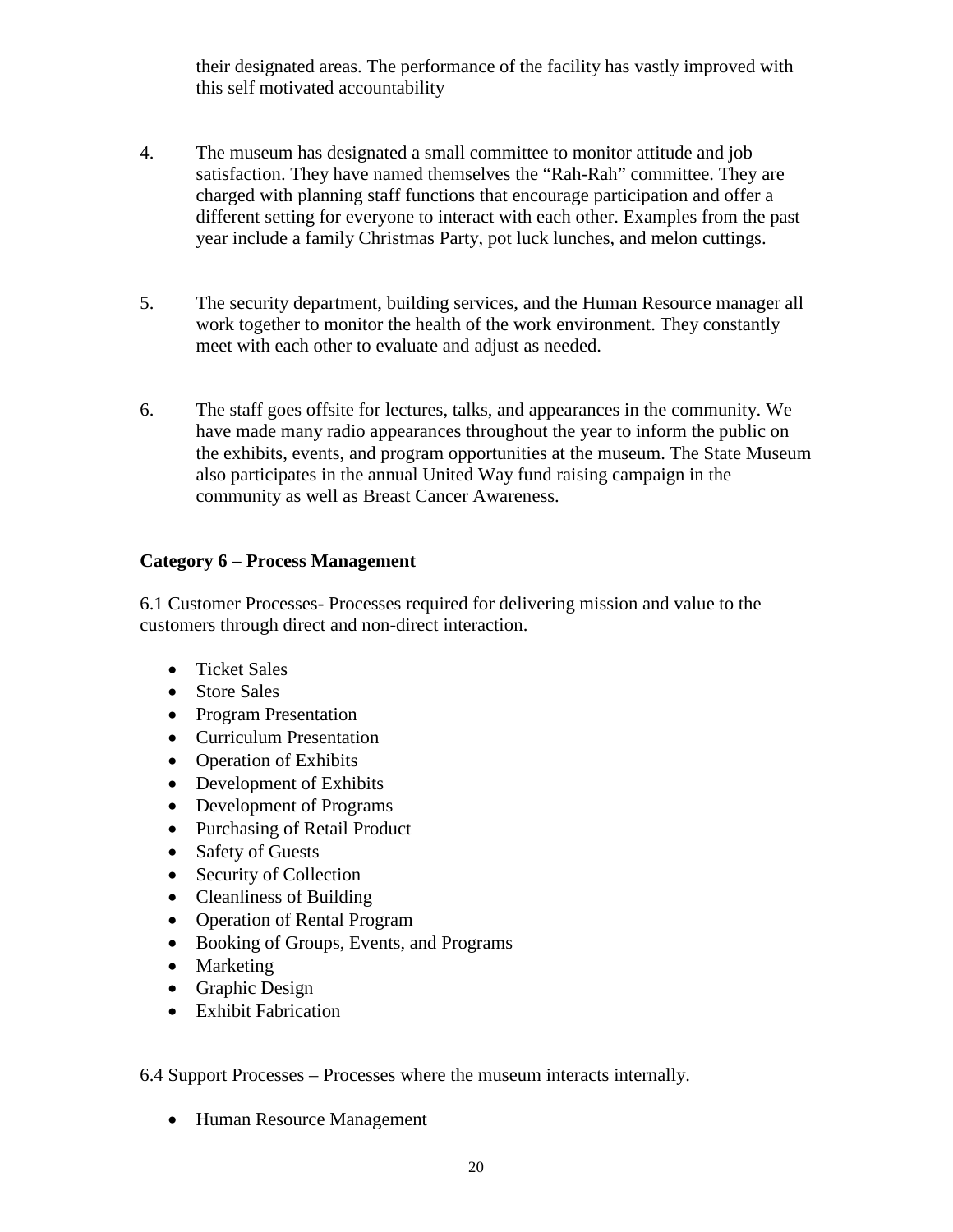their designated areas. The performance of the facility has vastly improved with this self motivated accountability

4. The museum has designated a small committee to monitor attitude and job satisfaction. They have named themselves the "Rah-Rah" committee. They are charged with planning staff functions that encourage participation and offer a different setting for everyone to interact with each other. Examples from the past year include a family Christmas Party, pot luck lunches, and melon cuttings.

5. The security department, building services, and the Human Resource manager all work together to monitor the health of the work environment. They constantly meet with each other to evaluate and adjust as needed.

6. The staff goes offsite for lectures, talks, and appearances in the community. We have made many radio appearances throughout the year to inform the public on the exhibits, events, and program opportunities at the museum. The State Museum also participates in the annual United Way fund raising campaign in the community as well as Breast Cancer Awareness.

**Category 6 – Process Management**

6.1 Customer Processes- Processes required for delivering mission and value to the customers through direct and non-direct interaction.

- Ticket Sales
- Store Sales
- Program Presentation
- Curriculum Presentation
- Operation of Exhibits
- Development of Exhibits
- Development of Programs
- Purchasing of Retail Product
- Safety of Guests
- Security of Collection
- Cleanliness of Building
- Operation of Rental Program
- Booking of Groups, Events, and Programs
- Marketing
- Graphic Design
- Exhibit Fabrication

6.4 Support Processes – Processes where the museum interacts internally.

- Human Resource Management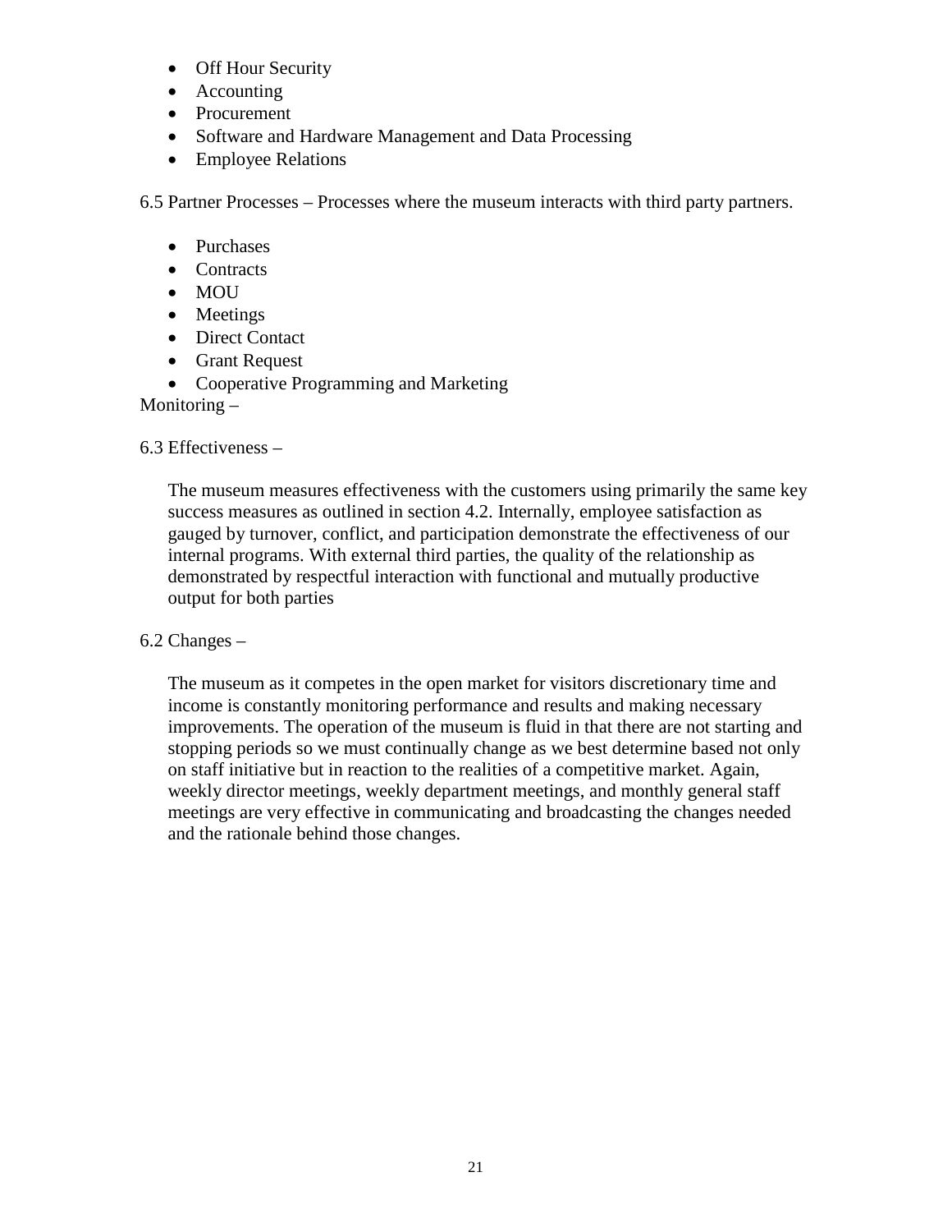- Off Hour Security
- Accounting
- Procurement
- Software and Hardware Management and Data Processing
- Employee Relations

6.5 Partner Processes – Processes where the museum interacts with third party partners.

- Purchases
- Contracts
- MOU
- Meetings
- Direct Contact
- Grant Request
- Cooperative Programming and Marketing

Monitoring –

6.3 Effectiveness –

The museum measures effectiveness with the customers using primarily the same key success measures as outlined in section 4.2. Internally, employee satisfaction as gauged by turnover, conflict, and participation demonstrate the effectiveness of our internal programs. With external third parties, the quality of the relationship as demonstrated by respectful interaction with functional and mutually productive output for both parties

6.2 Changes –

The museum as it competes in the open market for visitors discretionary time and income is constantly monitoring performance and results and making necessary improvements. The operation of the museum is fluid in that there are not starting and stopping periods so we must continually change as we best determine based not only on staff initiative but in reaction to the realities of a competitive market. Again, weekly director meetings, weekly department meetings, and monthly general staff meetings are very effective in communicating and broadcasting the changes needed and the rationale behind those changes.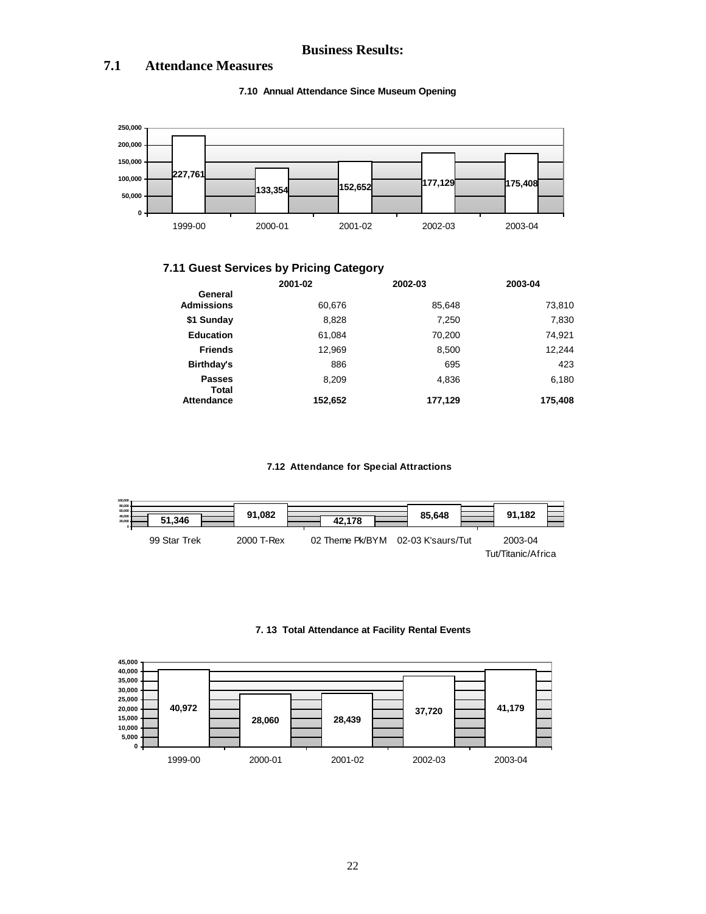# Business Results:

## 7.1 Attendance Measures

**7.10 Annual Attendance Since Museum Opening**

| Year | Attendance |
|---|---|
| 1999-00 | 227,761 |
| 2000-01 | 133,354 |
| 2001-02 | 152,652 |
| 2002-03 | 177,129 |
| 2003-04 | 175,408 |

**7.11 Guest Services by Pricing Category**

| | 2001-02 | 2002-03 | 2003-04 |
|---|---|---|---|
| **General Admissions** | 60,676 | 85,648 | 73,810 |
| **$1 Sunday** | 8,828 | 7,250 | 7,830 |
| **Education** | 61,084 | 70,200 | 74,921 |
| **Friends** | 12,969 | 8,500 | 12,244 |
| **Birthday's** | 886 | 695 | 423 |
| **Passes** | 8,209 | 4,836 | 6,180 |
| **Total Attendance** | **152,652** | **177,129** | **175,408** |

**7.12 Attendance for Special Attractions**

| Attraction | Attendance |
|---|---|
| 99 Star Trek | 51,346 |
| 2000 T-Rex | 91,082 |
| 02 Theme Pk/BYM | 42,178 |
| 02-03 K'saurs/Tut | 85,648 |
| 2003-04 Tut/Titanic/Africa | 91,182 |

**7. 13 Total Attendance at Facility Rental Events**

| Year | Attendance |
|---|---|
| 1999-00 | 40,972 |
| 2000-01 | 28,060 |
| 2001-02 | 28,439 |
| 2002-03 | 37,720 |
| 2003-04 | 41,179 |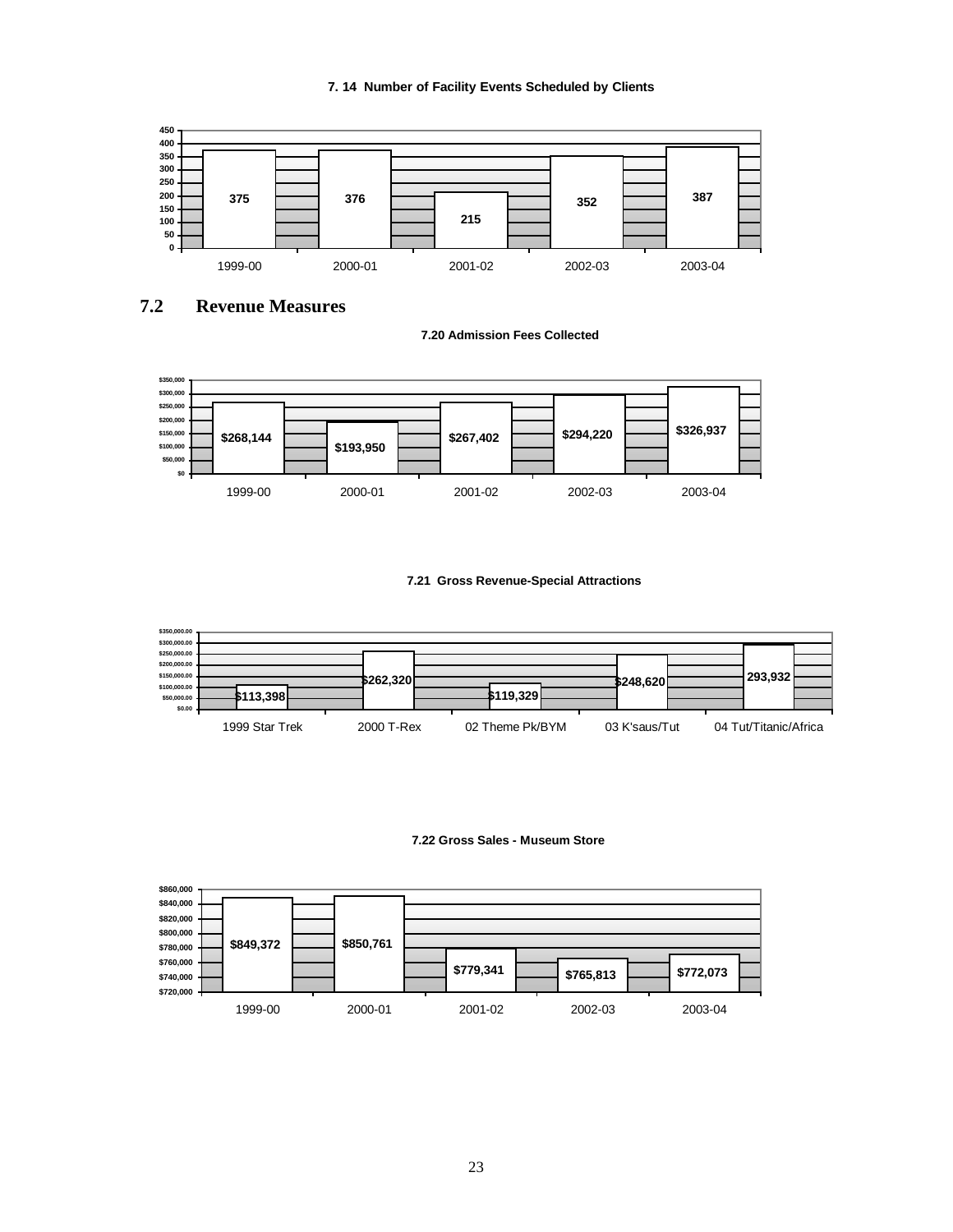**7. 14 Number of Facility Events Scheduled by Clients**

| 1999-00 | 2000-01 | 2001-02 | 2002-03 | 2003-04 |
|---|---|---|---|---|
| 375 | 376 | 215 | 352 | 387 |

## 7.2 Revenue Measures

**7.20 Admission Fees Collected**

| 1999-00 | 2000-01 | 2001-02 | 2002-03 | 2003-04 |
|---|---|---|---|---|
| $268,144 | $193,950 | $267,402 | $294,220 | $326,937 |

**7.21 Gross Revenue-Special Attractions**

| 1999 Star Trek | 2000 T-Rex | 02 Theme Pk/BYM | 03 K'saus/Tut | 04 Tut/Titanic/Africa |
|---|---|---|---|---|
| $113,398 | $262,320 | $119,329 | $248,620 | 293,932 |

**7.22 Gross Sales - Museum Store**

| 1999-00 | 2000-01 | 2001-02 | 2002-03 | 2003-04 |
|---|---|---|---|---|
| $849,372 | $850,761 | $779,341 | $765,813 | $772,073 |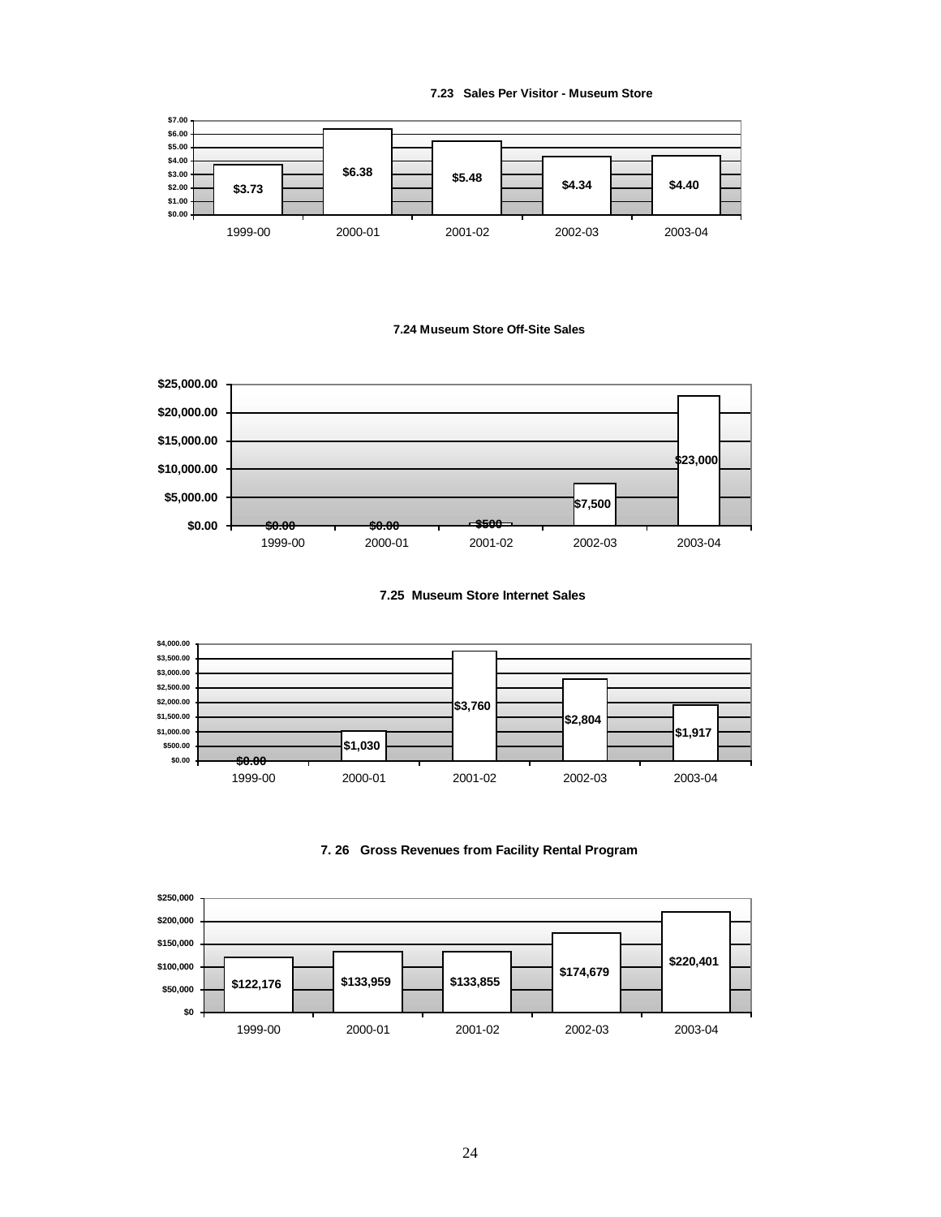**7.23 Sales Per Visitor - Museum Store**

| 1999-00 | 2000-01 | 2001-02 | 2002-03 | 2003-04 |
|---|---|---|---|---|
| $3.73 | $6.38 | $5.48 | $4.34 | $4.40 |

**7.24 Museum Store Off-Site Sales**

| 1999-00 | 2000-01 | 2001-02 | 2002-03 | 2003-04 |
|---|---|---|---|---|
| $0.00 | $0.00 | $500 | $7,500 | $23,000 |

**7.25 Museum Store Internet Sales**

| 1999-00 | 2000-01 | 2001-02 | 2002-03 | 2003-04 |
|---|---|---|---|---|
| $0.00 | $1,030 | $3,760 | $2,804 | $1,917 |

**7. 26 Gross Revenues from Facility Rental Program**

| 1999-00 | 2000-01 | 2001-02 | 2002-03 | 2003-04 |
|---|---|---|---|---|
| $122,176 | $133,959 | $133,855 | $174,679 | $220,401 |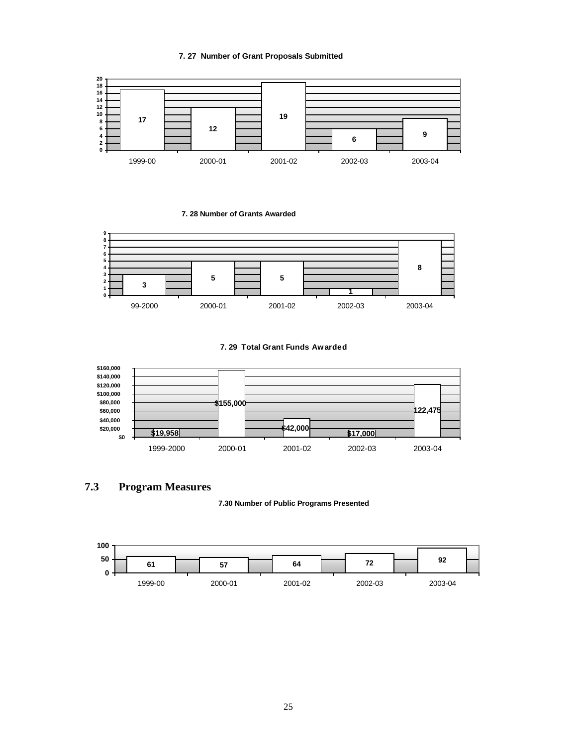**7. 27 Number of Grant Proposals Submitted**

| 1999-00 | 2000-01 | 2001-02 | 2002-03 | 2003-04 |
|---|---|---|---|---|
| 17 | 12 | 19 | 6 | 9 |

**7. 28 Number of Grants Awarded**

| 99-2000 | 2000-01 | 2001-02 | 2002-03 | 2003-04 |
|---|---|---|---|---|
| 3 | 5 | 5 | 1 | 8 |

**7. 29 Total Grant Funds Awarded**

| 1999-2000 | 2000-01 | 2001-02 | 2002-03 | 2003-04 |
|---|---|---|---|---|
| $19,958 | $155,000 | $42,000 | $17,000 | 122,475 |

## 7.3 Program Measures

**7.30 Number of Public Programs Presented**

| 1999-00 | 2000-01 | 2001-02 | 2002-03 | 2003-04 |
|---|---|---|---|---|
| 61 | 57 | 64 | 72 | 92 |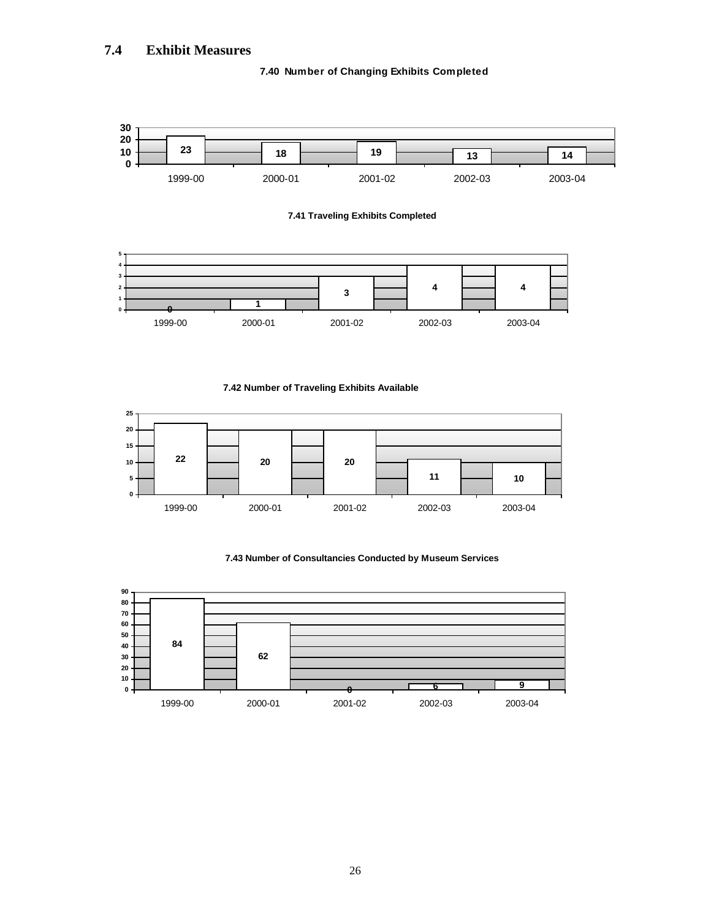## 7.4 Exhibit Measures

**7.40 Number of Changing Exhibits Completed**

| Year | Number |
|---|---|
| 1999-00 | 23 |
| 2000-01 | 18 |
| 2001-02 | 19 |
| 2002-03 | 13 |
| 2003-04 | 14 |

**7.41 Traveling Exhibits Completed**

| Year | Number |
|---|---|
| 1999-00 | 0 |
| 2000-01 | 1 |
| 2001-02 | 3 |
| 2002-03 | 4 |
| 2003-04 | 4 |

**7.42 Number of Traveling Exhibits Available**

| Year | Number |
|---|---|
| 1999-00 | 22 |
| 2000-01 | 20 |
| 2001-02 | 20 |
| 2002-03 | 11 |
| 2003-04 | 10 |

**7.43 Number of Consultancies Conducted by Museum Services**

| Year | Number |
|---|---|
| 1999-00 | 84 |
| 2000-01 | 62 |
| 2001-02 | 0 |
| 2002-03 | 6 |
| 2003-04 | 9 |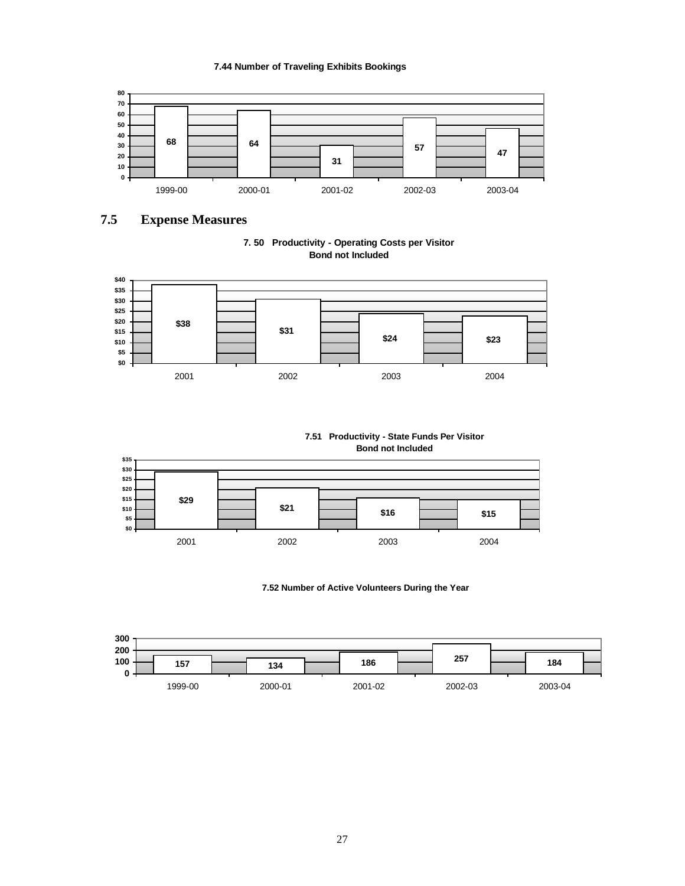**7.44 Number of Traveling Exhibits Bookings**

| 1999-00 | 2000-01 | 2001-02 | 2002-03 | 2003-04 |
|---|---|---|---|---|
| 68 | 64 | 31 | 57 | 47 |

## 7.5 Expense Measures

**7. 50 Productivity - Operating Costs per Visitor**
**Bond not Included**

| 2001 | 2002 | 2003 | 2004 |
|---|---|---|---|
| $38 | $31 | $24 | $23 |

**7.51 Productivity - State Funds Per Visitor**
**Bond not Included**

| 2001 | 2002 | 2003 | 2004 |
|---|---|---|---|
| $29 | $21 | $16 | $15 |

**7.52 Number of Active Volunteers During the Year**

| 1999-00 | 2000-01 | 2001-02 | 2002-03 | 2003-04 |
|---|---|---|---|---|
| 157 | 134 | 186 | 257 | 184 |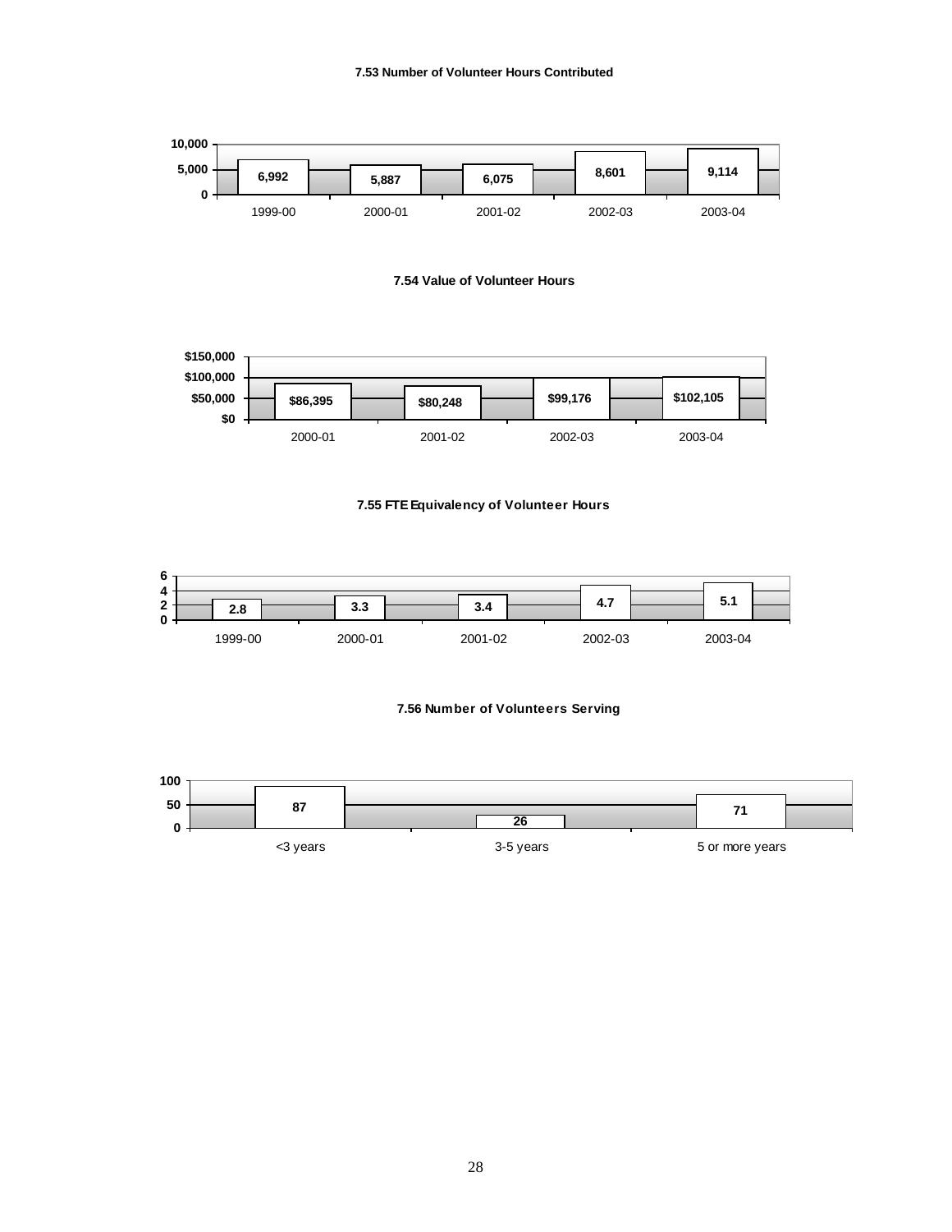**7.53 Number of Volunteer Hours Contributed**

| 1999-00 | 2000-01 | 2001-02 | 2002-03 | 2003-04 |
|---|---|---|---|---|
| 6,992 | 5,887 | 6,075 | 8,601 | 9,114 |

**7.54 Value of Volunteer Hours**

| 2000-01 | 2001-02 | 2002-03 | 2003-04 |
|---|---|---|---|
| $86,395 | $80,248 | $99,176 | $102,105 |

**7.55 FTE Equivalency of Volunteer Hours**

| 1999-00 | 2000-01 | 2001-02 | 2002-03 | 2003-04 |
|---|---|---|---|---|
| 2.8 | 3.3 | 3.4 | 4.7 | 5.1 |

**7.56 Number of Volunteers Serving**

| <3 years | 3-5 years | 5 or more years |
|---|---|---|
| 87 | 26 | 71 |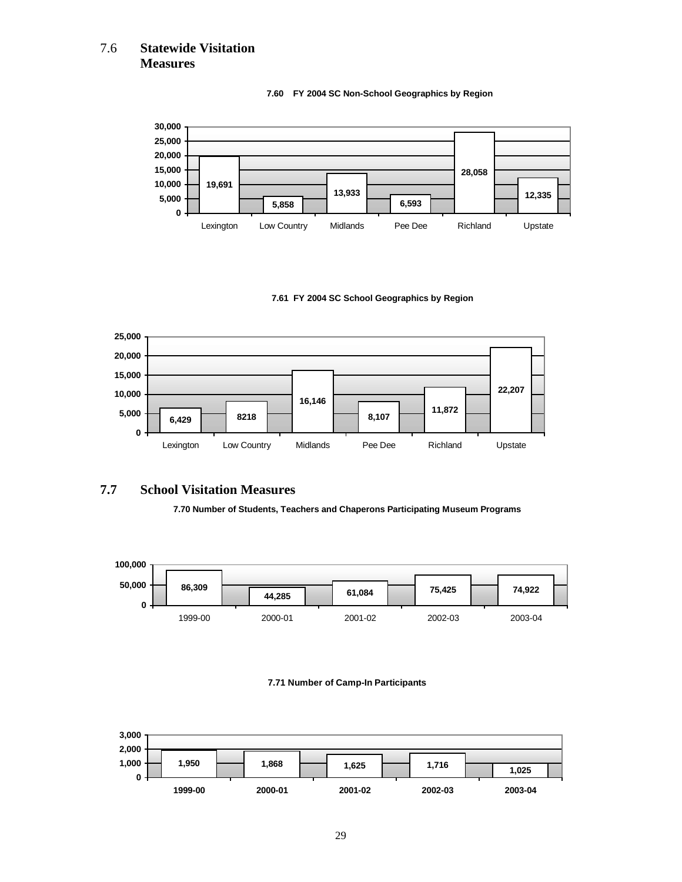## 7.6 Statewide Visitation Measures

**7.60 FY 2004 SC Non-School Geographics by Region**

| Region | Visitors |
|---|---|
| Lexington | 19,691 |
| Low Country | 5,858 |
| Midlands | 13,933 |
| Pee Dee | 6,593 |
| Richland | 28,058 |
| Upstate | 12,335 |

**7.61 FY 2004 SC School Geographics by Region**

| Region | Visitors |
|---|---|
| Lexington | 6,429 |
| Low Country | 8218 |
| Midlands | 16,146 |
| Pee Dee | 8,107 |
| Richland | 11,872 |
| Upstate | 22,207 |

## 7.7 School Visitation Measures

**7.70 Number of Students, Teachers and Chaperons Participating Museum Programs**

| Year | Participants |
|---|---|
| 1999-00 | 86,309 |
| 2000-01 | 44,285 |
| 2001-02 | 61,084 |
| 2002-03 | 75,425 |
| 2003-04 | 74,922 |

**7.71 Number of Camp-In Participants**

| Year | Participants |
|---|---|
| 1999-00 | 1,950 |
| 2000-01 | 1,868 |
| 2001-02 | 1,625 |
| 2002-03 | 1,716 |
| 2003-04 | 1,025 |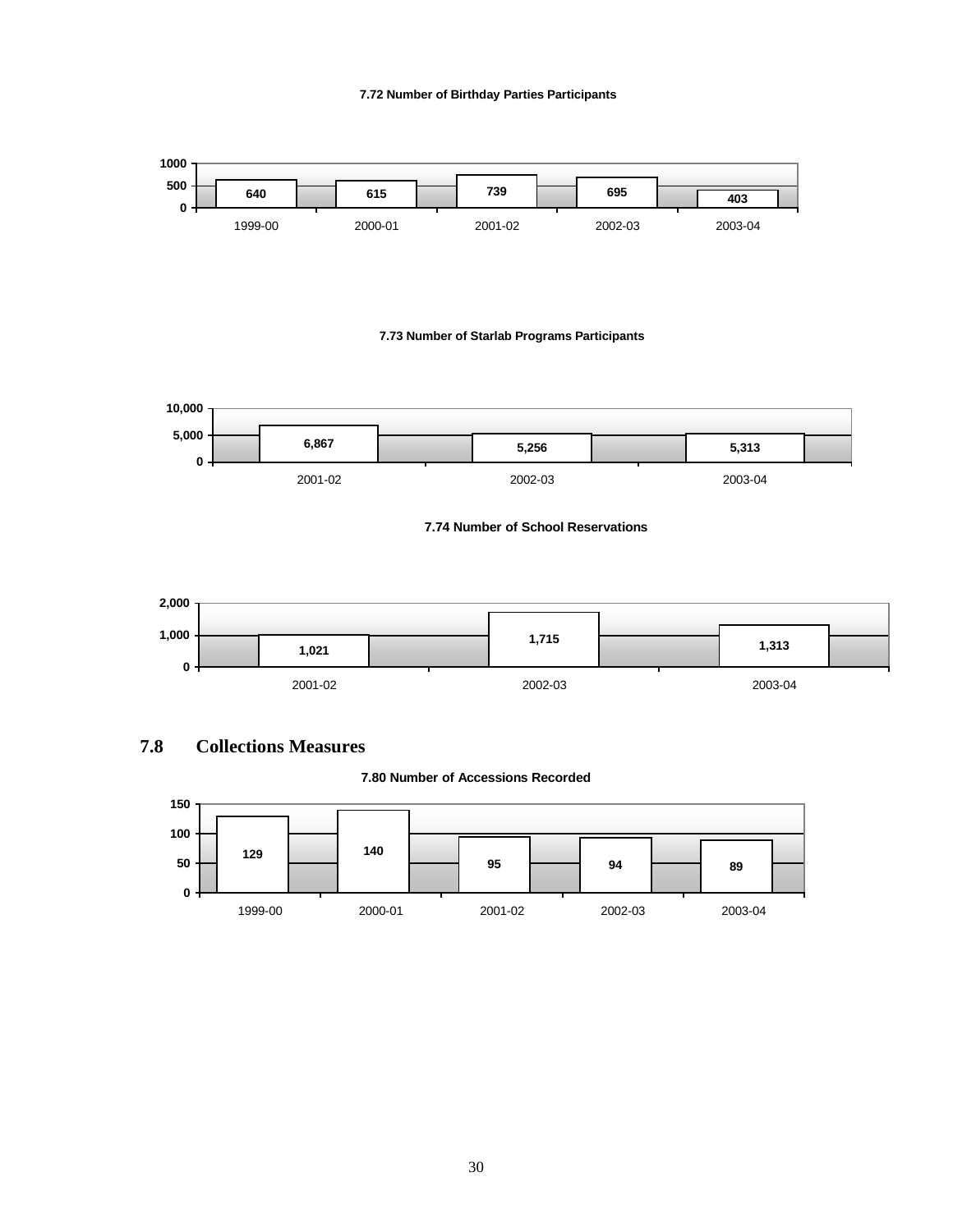**7.72 Number of Birthday Parties Participants**

| 1999-00 | 2000-01 | 2001-02 | 2002-03 | 2003-04 |
|---|---|---|---|---|
| 640 | 615 | 739 | 695 | 403 |

**7.73 Number of Starlab Programs Participants**

| 2001-02 | 2002-03 | 2003-04 |
|---|---|---|
| 6,867 | 5,256 | 5,313 |

**7.74 Number of School Reservations**

| 2001-02 | 2002-03 | 2003-04 |
|---|---|---|
| 1,021 | 1,715 | 1,313 |

## 7.8 Collections Measures

**7.80 Number of Accessions Recorded**

| 1999-00 | 2000-01 | 2001-02 | 2002-03 | 2003-04 |
|---|---|---|---|---|
| 129 | 140 | 95 | 94 | 89 |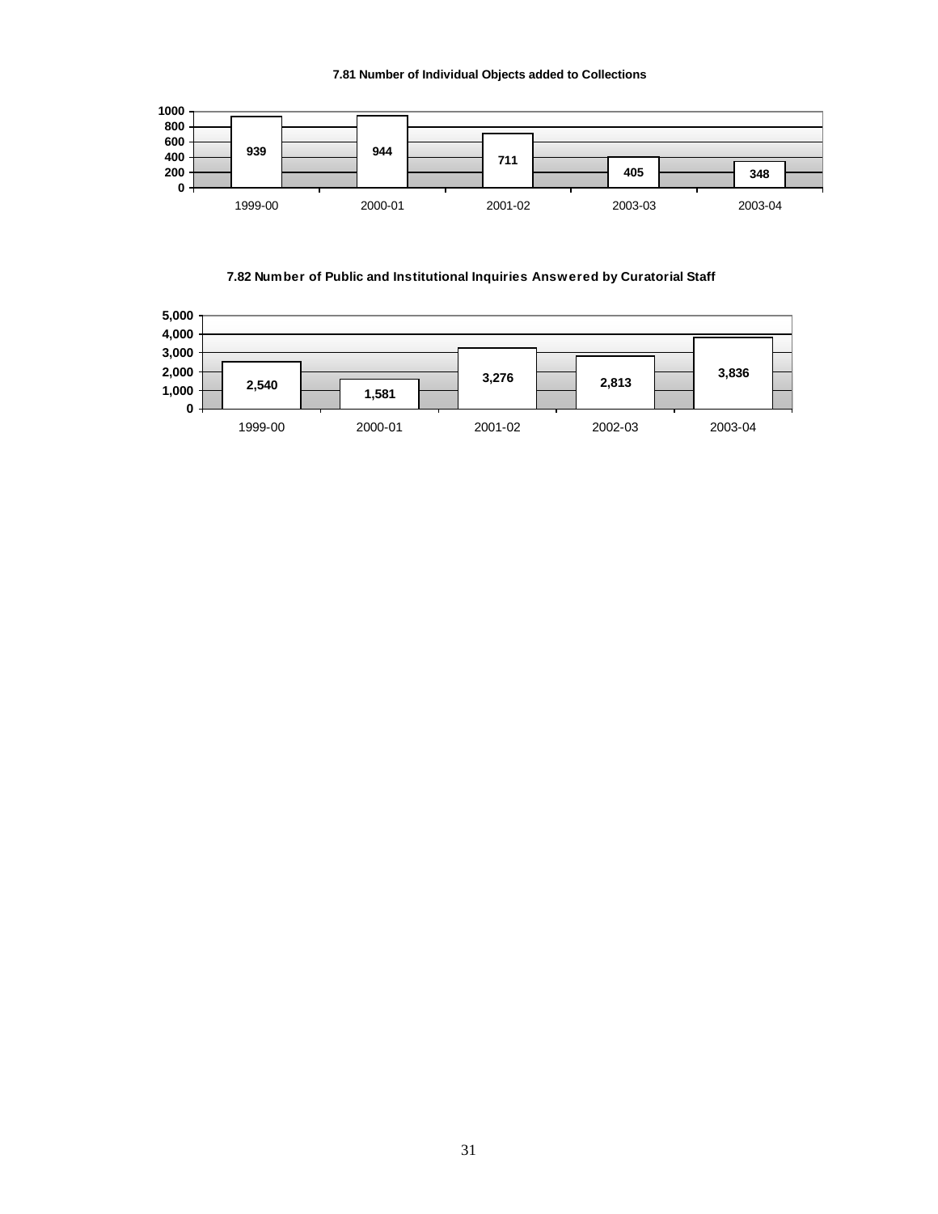**7.81 Number of Individual Objects added to Collections**

1000
800
600
400
200
0

939
944
711
405
348

1999-00
2000-01
2001-02
2003-03
2003-04

**7.82 Number of Public and Institutional Inquiries Answered by Curatorial Staff**

5,000
4,000
3,000
2,000
1,000
0

2,540
1,581
3,276
2,813
3,836

1999-00
2000-01
2001-02
2002-03
2003-04